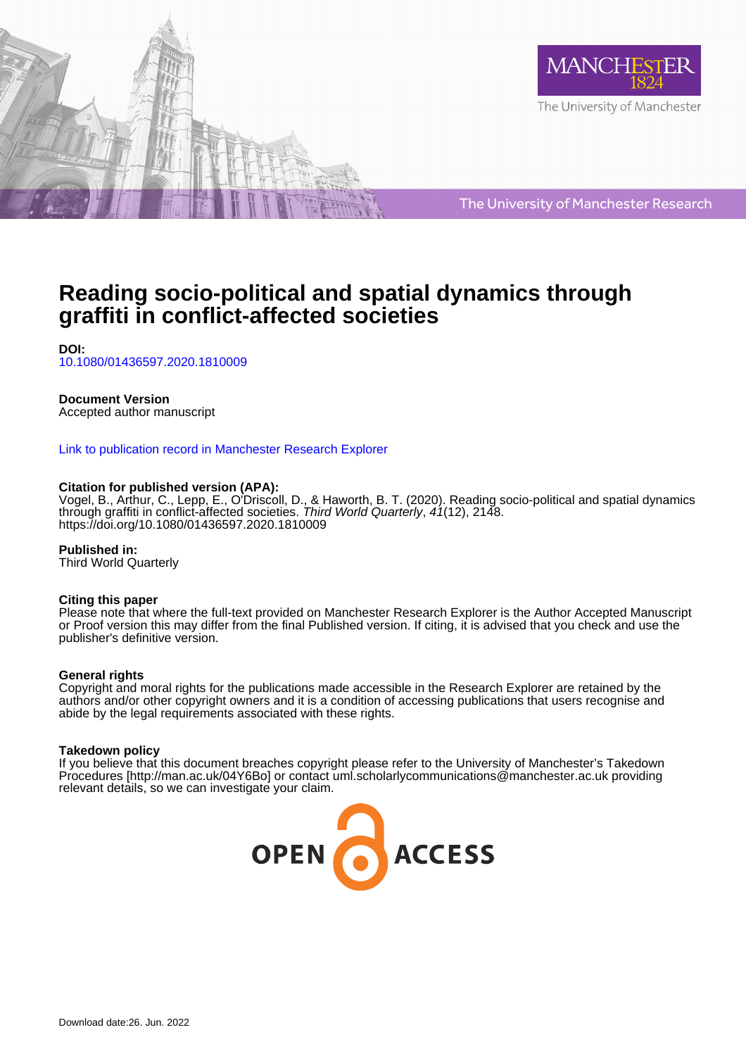# Reading socio-political and spatial dynamics through graffiti in conflict-affected societies

**DOI:**
10.1080/01436597.2020.1810009

**Document Version**
Accepted author manuscript

Link to publication record in Manchester Research Explorer

**Citation for published version (APA):**
Vogel, B., Arthur, C., Lepp, E., O'Driscoll, D., & Haworth, B. T. (2020). Reading socio-political and spatial dynamics through graffiti in conflict-affected societies. *Third World Quarterly*, *41*(12), 2148. https://doi.org/10.1080/01436597.2020.1810009

**Published in:**
Third World Quarterly

**Citing this paper**
Please note that where the full-text provided on Manchester Research Explorer is the Author Accepted Manuscript or Proof version this may differ from the final Published version. If citing, it is advised that you check and use the publisher's definitive version.

**General rights**
Copyright and moral rights for the publications made accessible in the Research Explorer are retained by the authors and/or other copyright owners and it is a condition of accessing publications that users recognise and abide by the legal requirements associated with these rights.

**Takedown policy**
If you believe that this document breaches copyright please refer to the University of Manchester's Takedown Procedures [http://man.ac.uk/04Y6Bo] or contact uml.scholarlycommunications@manchester.ac.uk providing relevant details, so we can investigate your claim.

Download date:26. Jun. 2022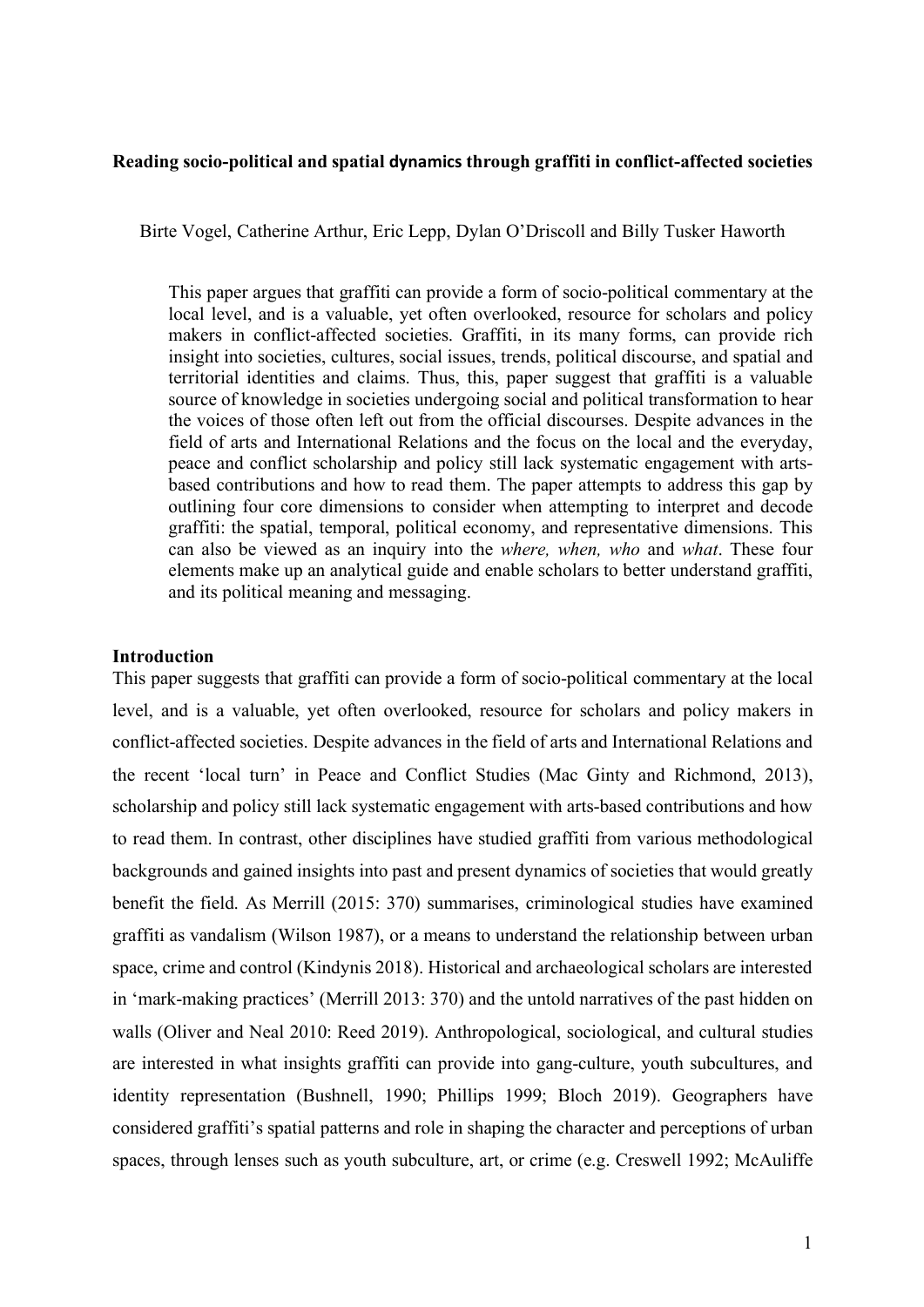**Reading socio-political and spatial dynamics through graffiti in conflict-affected societies**

Birte Vogel, Catherine Arthur, Eric Lepp, Dylan O'Driscoll and Billy Tusker Haworth

> This paper argues that graffiti can provide a form of socio-political commentary at the local level, and is a valuable, yet often overlooked, resource for scholars and policy makers in conflict-affected societies. Graffiti, in its many forms, can provide rich insight into societies, cultures, social issues, trends, political discourse, and spatial and territorial identities and claims. Thus, this, paper suggest that graffiti is a valuable source of knowledge in societies undergoing social and political transformation to hear the voices of those often left out from the official discourses. Despite advances in the field of arts and International Relations and the focus on the local and the everyday, peace and conflict scholarship and policy still lack systematic engagement with arts-based contributions and how to read them. The paper attempts to address this gap by outlining four core dimensions to consider when attempting to interpret and decode graffiti: the spatial, temporal, political economy, and representative dimensions. This can also be viewed as an inquiry into the *where, when, who* and *what*. These four elements make up an analytical guide and enable scholars to better understand graffiti, and its political meaning and messaging.

## Introduction

This paper suggests that graffiti can provide a form of socio-political commentary at the local level, and is a valuable, yet often overlooked, resource for scholars and policy makers in conflict-affected societies. Despite advances in the field of arts and International Relations and the recent 'local turn' in Peace and Conflict Studies (Mac Ginty and Richmond, 2013), scholarship and policy still lack systematic engagement with arts-based contributions and how to read them. In contrast, other disciplines have studied graffiti from various methodological backgrounds and gained insights into past and present dynamics of societies that would greatly benefit the field. As Merrill (2015: 370) summarises, criminological studies have examined graffiti as vandalism (Wilson 1987), or a means to understand the relationship between urban space, crime and control (Kindynis 2018). Historical and archaeological scholars are interested in 'mark-making practices' (Merrill 2013: 370) and the untold narratives of the past hidden on walls (Oliver and Neal 2010: Reed 2019). Anthropological, sociological, and cultural studies are interested in what insights graffiti can provide into gang-culture, youth subcultures, and identity representation (Bushnell, 1990; Phillips 1999; Bloch 2019). Geographers have considered graffiti's spatial patterns and role in shaping the character and perceptions of urban spaces, through lenses such as youth subculture, art, or crime (e.g. Creswell 1992; McAuliffe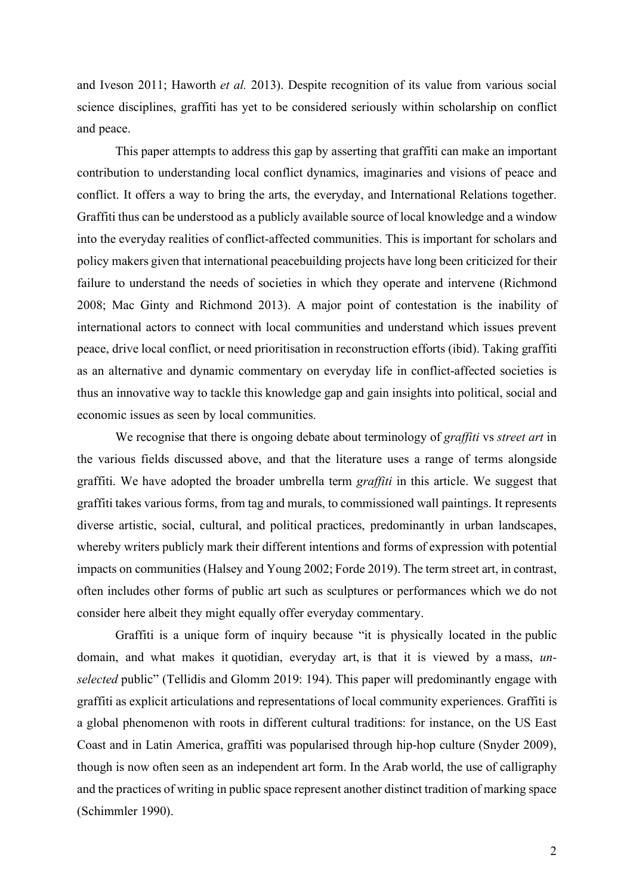and Iveson 2011; Haworth *et al.* 2013). Despite recognition of its value from various social science disciplines, graffiti has yet to be considered seriously within scholarship on conflict and peace.

This paper attempts to address this gap by asserting that graffiti can make an important contribution to understanding local conflict dynamics, imaginaries and visions of peace and conflict. It offers a way to bring the arts, the everyday, and International Relations together. Graffiti thus can be understood as a publicly available source of local knowledge and a window into the everyday realities of conflict-affected communities. This is important for scholars and policy makers given that international peacebuilding projects have long been criticized for their failure to understand the needs of societies in which they operate and intervene (Richmond 2008; Mac Ginty and Richmond 2013). A major point of contestation is the inability of international actors to connect with local communities and understand which issues prevent peace, drive local conflict, or need prioritisation in reconstruction efforts (ibid). Taking graffiti as an alternative and dynamic commentary on everyday life in conflict-affected societies is thus an innovative way to tackle this knowledge gap and gain insights into political, social and economic issues as seen by local communities.

We recognise that there is ongoing debate about terminology of *graffiti* vs *street art* in the various fields discussed above, and that the literature uses a range of terms alongside graffiti. We have adopted the broader umbrella term *graffiti* in this article. We suggest that graffiti takes various forms, from tag and murals, to commissioned wall paintings. It represents diverse artistic, social, cultural, and political practices, predominantly in urban landscapes, whereby writers publicly mark their different intentions and forms of expression with potential impacts on communities (Halsey and Young 2002; Forde 2019). The term street art, in contrast, often includes other forms of public art such as sculptures or performances which we do not consider here albeit they might equally offer everyday commentary.

Graffiti is a unique form of inquiry because "it is physically located in the public domain, and what makes it quotidian, everyday art, is that it is viewed by a mass, *un-selected* public" (Tellidis and Glomm 2019: 194). This paper will predominantly engage with graffiti as explicit articulations and representations of local community experiences. Graffiti is a global phenomenon with roots in different cultural traditions: for instance, on the US East Coast and in Latin America, graffiti was popularised through hip-hop culture (Snyder 2009), though is now often seen as an independent art form. In the Arab world, the use of calligraphy and the practices of writing in public space represent another distinct tradition of marking space (Schimmler 1990).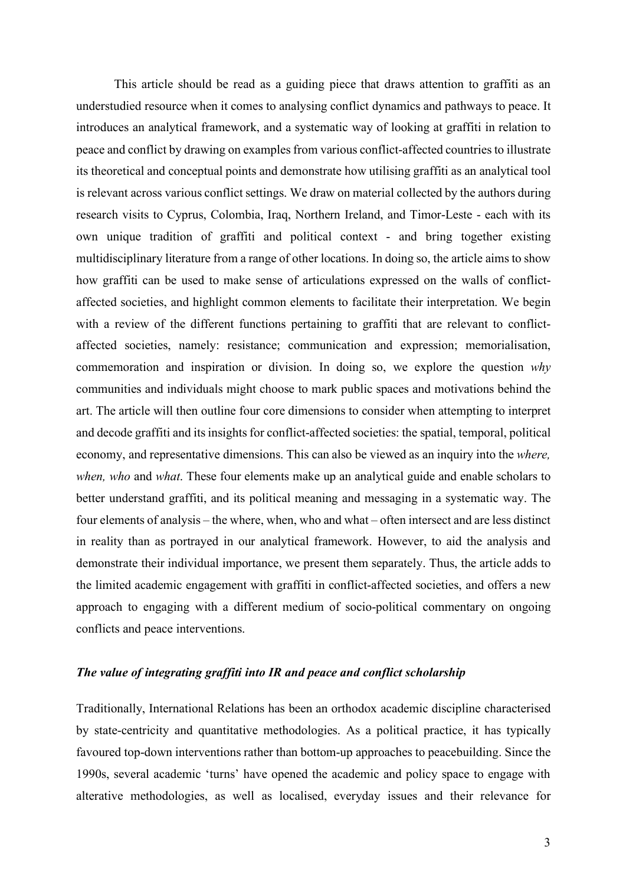This article should be read as a guiding piece that draws attention to graffiti as an understudied resource when it comes to analysing conflict dynamics and pathways to peace. It introduces an analytical framework, and a systematic way of looking at graffiti in relation to peace and conflict by drawing on examples from various conflict-affected countries to illustrate its theoretical and conceptual points and demonstrate how utilising graffiti as an analytical tool is relevant across various conflict settings. We draw on material collected by the authors during research visits to Cyprus, Colombia, Iraq, Northern Ireland, and Timor-Leste - each with its own unique tradition of graffiti and political context - and bring together existing multidisciplinary literature from a range of other locations. In doing so, the article aims to show how graffiti can be used to make sense of articulations expressed on the walls of conflict-affected societies, and highlight common elements to facilitate their interpretation. We begin with a review of the different functions pertaining to graffiti that are relevant to conflict-affected societies, namely: resistance; communication and expression; memorialisation, commemoration and inspiration or division. In doing so, we explore the question *why* communities and individuals might choose to mark public spaces and motivations behind the art. The article will then outline four core dimensions to consider when attempting to interpret and decode graffiti and its insights for conflict-affected societies: the spatial, temporal, political economy, and representative dimensions. This can also be viewed as an inquiry into the *where, when, who* and *what*. These four elements make up an analytical guide and enable scholars to better understand graffiti, and its political meaning and messaging in a systematic way. The four elements of analysis – the where, when, who and what – often intersect and are less distinct in reality than as portrayed in our analytical framework. However, to aid the analysis and demonstrate their individual importance, we present them separately. Thus, the article adds to the limited academic engagement with graffiti in conflict-affected societies, and offers a new approach to engaging with a different medium of socio-political commentary on ongoing conflicts and peace interventions.

### *The value of integrating graffiti into IR and peace and conflict scholarship*

Traditionally, International Relations has been an orthodox academic discipline characterised by state-centricity and quantitative methodologies. As a political practice, it has typically favoured top-down interventions rather than bottom-up approaches to peacebuilding. Since the 1990s, several academic 'turns' have opened the academic and policy space to engage with alterative methodologies, as well as localised, everyday issues and their relevance for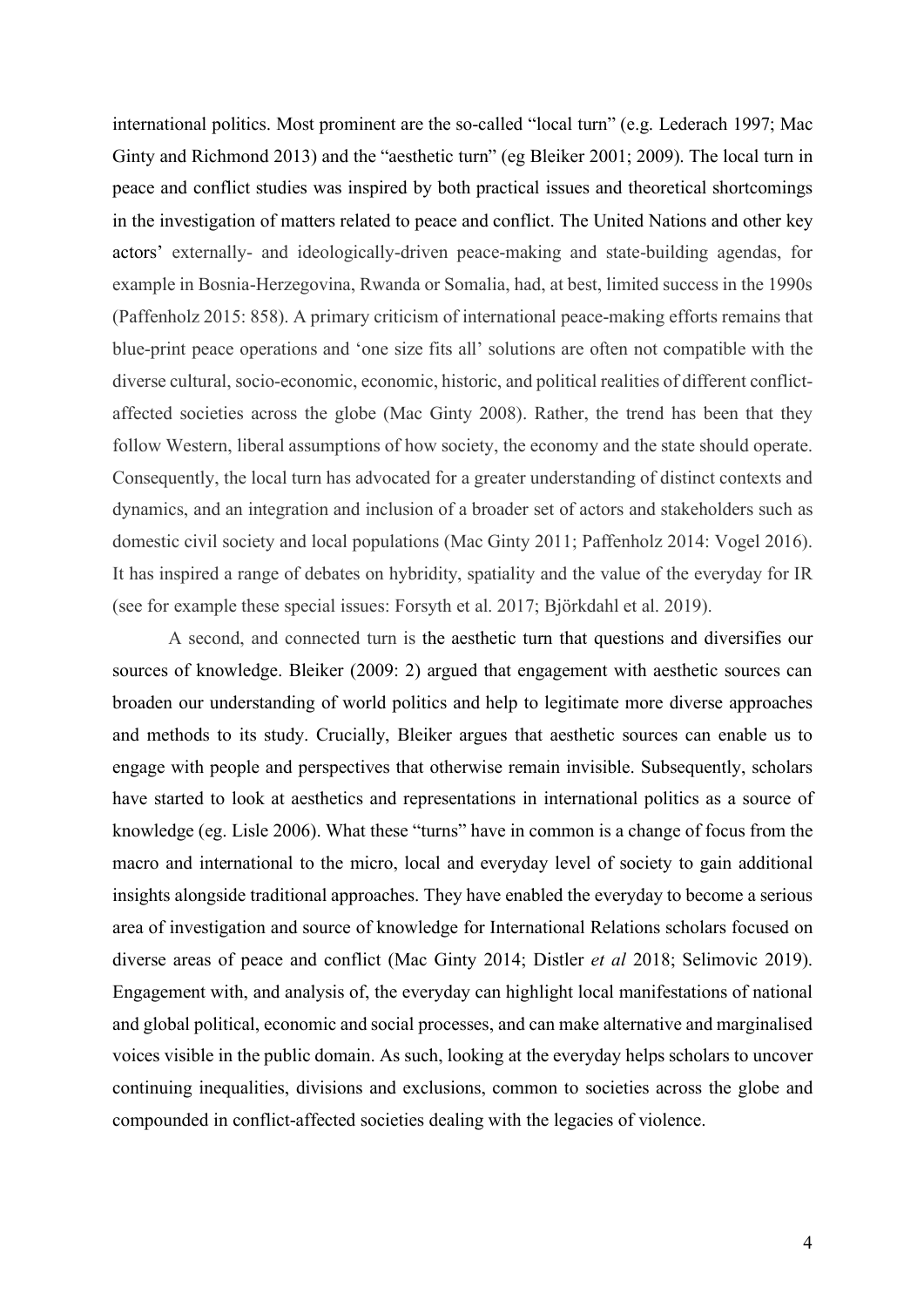international politics. Most prominent are the so-called "local turn" (e.g. Lederach 1997; Mac Ginty and Richmond 2013) and the "aesthetic turn" (eg Bleiker 2001; 2009). The local turn in peace and conflict studies was inspired by both practical issues and theoretical shortcomings in the investigation of matters related to peace and conflict. The United Nations and other key actors' externally- and ideologically-driven peace-making and state-building agendas, for example in Bosnia-Herzegovina, Rwanda or Somalia, had, at best, limited success in the 1990s (Paffenholz 2015: 858). A primary criticism of international peace-making efforts remains that blue-print peace operations and 'one size fits all' solutions are often not compatible with the diverse cultural, socio-economic, economic, historic, and political realities of different conflict-affected societies across the globe (Mac Ginty 2008). Rather, the trend has been that they follow Western, liberal assumptions of how society, the economy and the state should operate. Consequently, the local turn has advocated for a greater understanding of distinct contexts and dynamics, and an integration and inclusion of a broader set of actors and stakeholders such as domestic civil society and local populations (Mac Ginty 2011; Paffenholz 2014: Vogel 2016). It has inspired a range of debates on hybridity, spatiality and the value of the everyday for IR (see for example these special issues: Forsyth et al. 2017; Björkdahl et al. 2019).

A second, and connected turn is the aesthetic turn that questions and diversifies our sources of knowledge. Bleiker (2009: 2) argued that engagement with aesthetic sources can broaden our understanding of world politics and help to legitimate more diverse approaches and methods to its study. Crucially, Bleiker argues that aesthetic sources can enable us to engage with people and perspectives that otherwise remain invisible. Subsequently, scholars have started to look at aesthetics and representations in international politics as a source of knowledge (eg. Lisle 2006). What these "turns" have in common is a change of focus from the macro and international to the micro, local and everyday level of society to gain additional insights alongside traditional approaches. They have enabled the everyday to become a serious area of investigation and source of knowledge for International Relations scholars focused on diverse areas of peace and conflict (Mac Ginty 2014; Distler *et al* 2018; Selimovic 2019). Engagement with, and analysis of, the everyday can highlight local manifestations of national and global political, economic and social processes, and can make alternative and marginalised voices visible in the public domain. As such, looking at the everyday helps scholars to uncover continuing inequalities, divisions and exclusions, common to societies across the globe and compounded in conflict-affected societies dealing with the legacies of violence.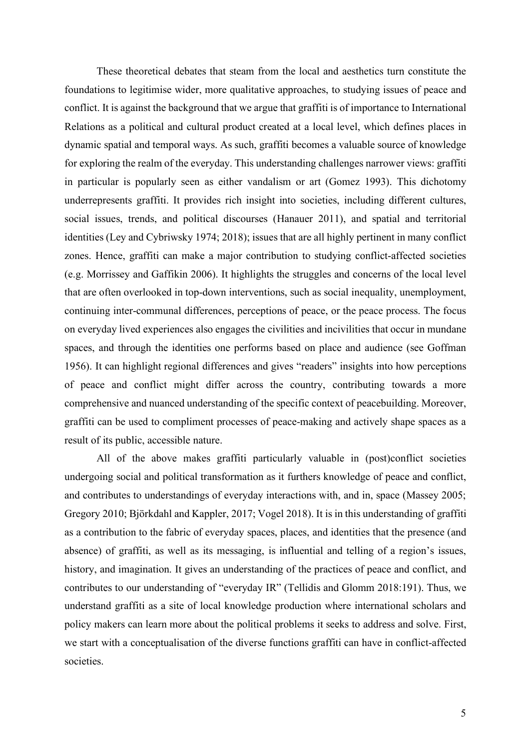These theoretical debates that steam from the local and aesthetics turn constitute the foundations to legitimise wider, more qualitative approaches, to studying issues of peace and conflict. It is against the background that we argue that graffiti is of importance to International Relations as a political and cultural product created at a local level, which defines places in dynamic spatial and temporal ways. As such, graffiti becomes a valuable source of knowledge for exploring the realm of the everyday. This understanding challenges narrower views: graffiti in particular is popularly seen as either vandalism or art (Gomez 1993). This dichotomy underrepresents graffiti. It provides rich insight into societies, including different cultures, social issues, trends, and political discourses (Hanauer 2011), and spatial and territorial identities (Ley and Cybriwsky 1974; 2018); issues that are all highly pertinent in many conflict zones. Hence, graffiti can make a major contribution to studying conflict-affected societies (e.g. Morrissey and Gaffikin 2006). It highlights the struggles and concerns of the local level that are often overlooked in top-down interventions, such as social inequality, unemployment, continuing inter-communal differences, perceptions of peace, or the peace process. The focus on everyday lived experiences also engages the civilities and incivilities that occur in mundane spaces, and through the identities one performs based on place and audience (see Goffman 1956). It can highlight regional differences and gives "readers" insights into how perceptions of peace and conflict might differ across the country, contributing towards a more comprehensive and nuanced understanding of the specific context of peacebuilding. Moreover, graffiti can be used to compliment processes of peace-making and actively shape spaces as a result of its public, accessible nature.

All of the above makes graffiti particularly valuable in (post)conflict societies undergoing social and political transformation as it furthers knowledge of peace and conflict, and contributes to understandings of everyday interactions with, and in, space (Massey 2005; Gregory 2010; Björkdahl and Kappler, 2017; Vogel 2018). It is in this understanding of graffiti as a contribution to the fabric of everyday spaces, places, and identities that the presence (and absence) of graffiti, as well as its messaging, is influential and telling of a region's issues, history, and imagination. It gives an understanding of the practices of peace and conflict, and contributes to our understanding of "everyday IR" (Tellidis and Glomm 2018:191). Thus, we understand graffiti as a site of local knowledge production where international scholars and policy makers can learn more about the political problems it seeks to address and solve. First, we start with a conceptualisation of the diverse functions graffiti can have in conflict-affected societies.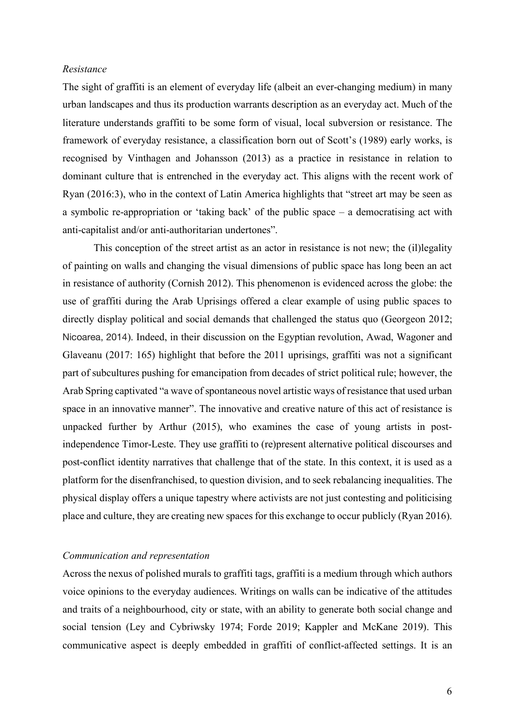*Resistance*

The sight of graffiti is an element of everyday life (albeit an ever-changing medium) in many urban landscapes and thus its production warrants description as an everyday act. Much of the literature understands graffiti to be some form of visual, local subversion or resistance. The framework of everyday resistance, a classification born out of Scott's (1989) early works, is recognised by Vinthagen and Johansson (2013) as a practice in resistance in relation to dominant culture that is entrenched in the everyday act. This aligns with the recent work of Ryan (2016:3), who in the context of Latin America highlights that "street art may be seen as a symbolic re-appropriation or 'taking back' of the public space – a democratising act with anti-capitalist and/or anti-authoritarian undertones".

This conception of the street artist as an actor in resistance is not new; the (il)legality of painting on walls and changing the visual dimensions of public space has long been an act in resistance of authority (Cornish 2012). This phenomenon is evidenced across the globe: the use of graffiti during the Arab Uprisings offered a clear example of using public spaces to directly display political and social demands that challenged the status quo (Georgeon 2012; Nicoarea, 2014). Indeed, in their discussion on the Egyptian revolution, Awad, Wagoner and Glaveanu (2017: 165) highlight that before the 2011 uprisings, graffiti was not a significant part of subcultures pushing for emancipation from decades of strict political rule; however, the Arab Spring captivated "a wave of spontaneous novel artistic ways of resistance that used urban space in an innovative manner". The innovative and creative nature of this act of resistance is unpacked further by Arthur (2015), who examines the case of young artists in post-independence Timor-Leste. They use graffiti to (re)present alternative political discourses and post-conflict identity narratives that challenge that of the state. In this context, it is used as a platform for the disenfranchised, to question division, and to seek rebalancing inequalities. The physical display offers a unique tapestry where activists are not just contesting and politicising place and culture, they are creating new spaces for this exchange to occur publicly (Ryan 2016).

*Communication and representation*

Across the nexus of polished murals to graffiti tags, graffiti is a medium through which authors voice opinions to the everyday audiences. Writings on walls can be indicative of the attitudes and traits of a neighbourhood, city or state, with an ability to generate both social change and social tension (Ley and Cybriwsky 1974; Forde 2019; Kappler and McKane 2019). This communicative aspect is deeply embedded in graffiti of conflict-affected settings. It is an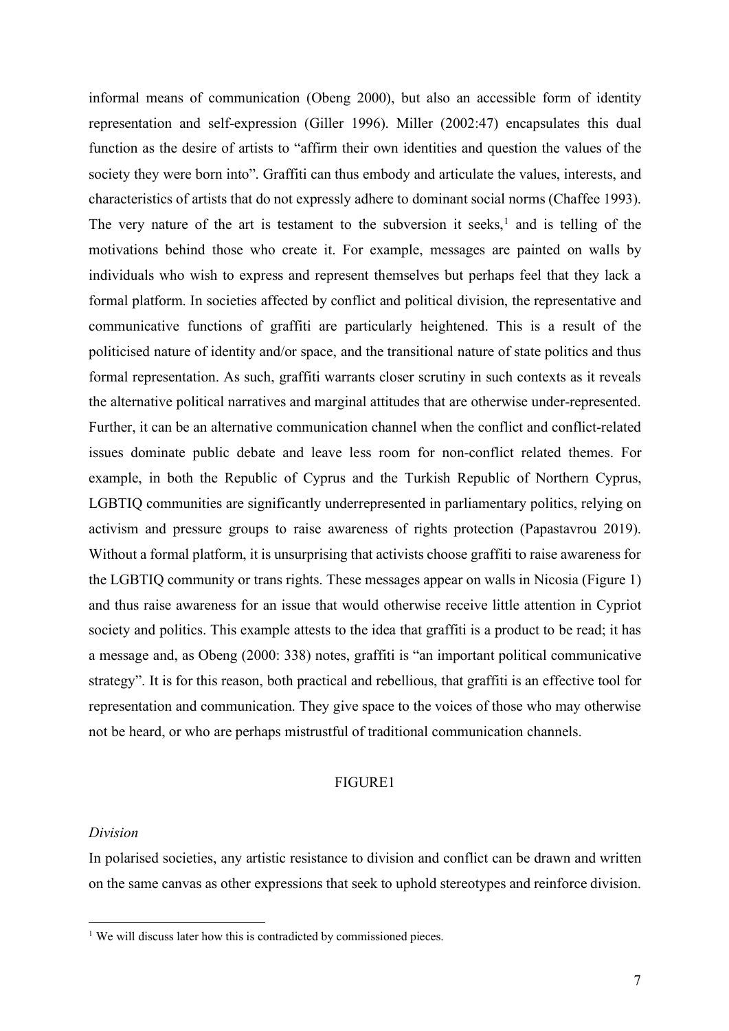informal means of communication (Obeng 2000), but also an accessible form of identity representation and self-expression (Giller 1996). Miller (2002:47) encapsulates this dual function as the desire of artists to "affirm their own identities and question the values of the society they were born into". Graffiti can thus embody and articulate the values, interests, and characteristics of artists that do not expressly adhere to dominant social norms (Chaffee 1993). The very nature of the art is testament to the subversion it seeks,[1] and is telling of the motivations behind those who create it. For example, messages are painted on walls by individuals who wish to express and represent themselves but perhaps feel that they lack a formal platform. In societies affected by conflict and political division, the representative and communicative functions of graffiti are particularly heightened. This is a result of the politicised nature of identity and/or space, and the transitional nature of state politics and thus formal representation. As such, graffiti warrants closer scrutiny in such contexts as it reveals the alternative political narratives and marginal attitudes that are otherwise under-represented. Further, it can be an alternative communication channel when the conflict and conflict-related issues dominate public debate and leave less room for non-conflict related themes. For example, in both the Republic of Cyprus and the Turkish Republic of Northern Cyprus, LGBTIQ communities are significantly underrepresented in parliamentary politics, relying on activism and pressure groups to raise awareness of rights protection (Papastavrou 2019). Without a formal platform, it is unsurprising that activists choose graffiti to raise awareness for the LGBTIQ community or trans rights. These messages appear on walls in Nicosia (Figure 1) and thus raise awareness for an issue that would otherwise receive little attention in Cypriot society and politics. This example attests to the idea that graffiti is a product to be read; it has a message and, as Obeng (2000: 338) notes, graffiti is "an important political communicative strategy". It is for this reason, both practical and rebellious, that graffiti is an effective tool for representation and communication. They give space to the voices of those who may otherwise not be heard, or who are perhaps mistrustful of traditional communication channels.

FIGURE1

*Division*

In polarised societies, any artistic resistance to division and conflict can be drawn and written on the same canvas as other expressions that seek to uphold stereotypes and reinforce division.

[1] We will discuss later how this is contradicted by commissioned pieces.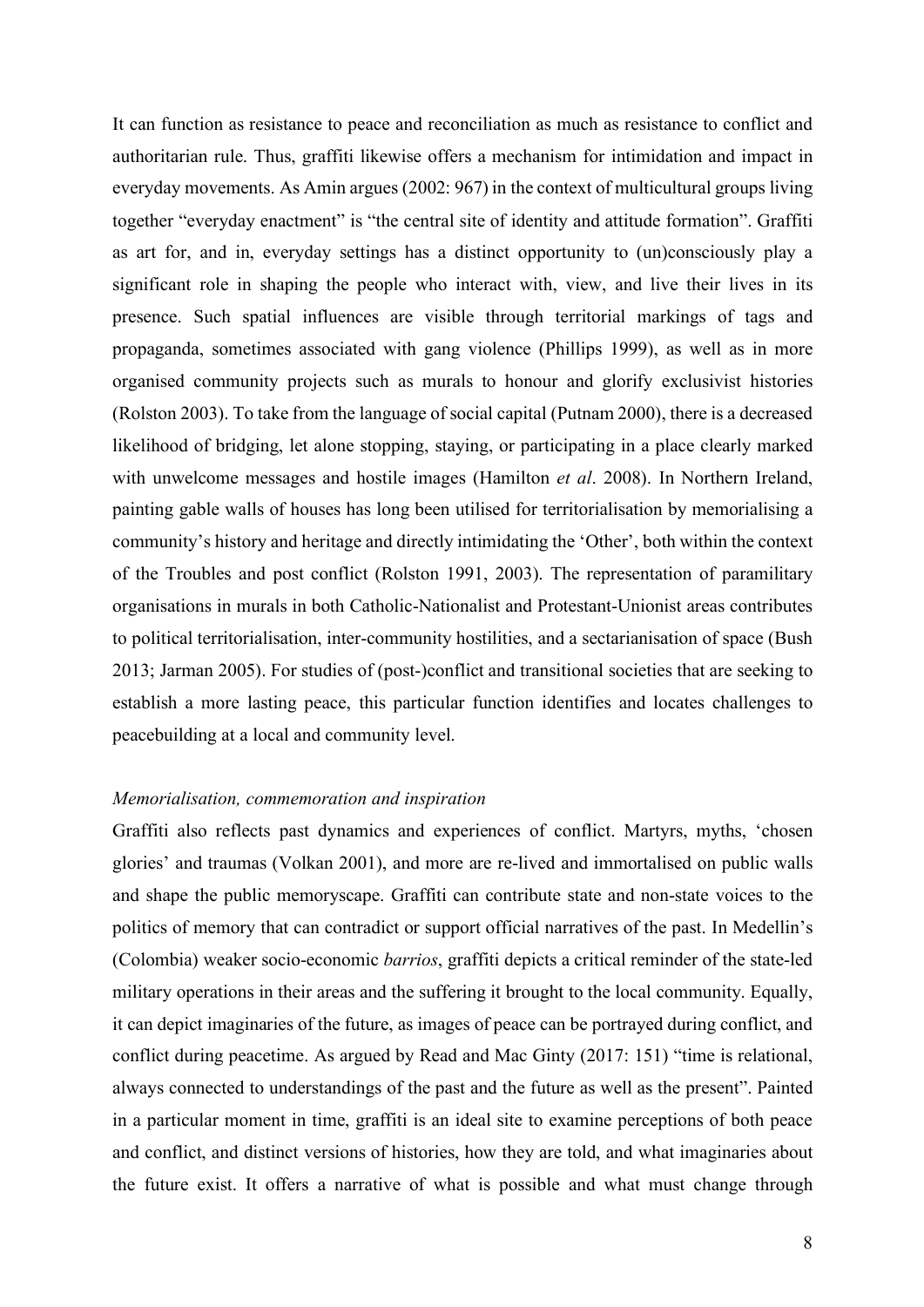It can function as resistance to peace and reconciliation as much as resistance to conflict and authoritarian rule. Thus, graffiti likewise offers a mechanism for intimidation and impact in everyday movements. As Amin argues (2002: 967) in the context of multicultural groups living together "everyday enactment" is "the central site of identity and attitude formation". Graffiti as art for, and in, everyday settings has a distinct opportunity to (un)consciously play a significant role in shaping the people who interact with, view, and live their lives in its presence. Such spatial influences are visible through territorial markings of tags and propaganda, sometimes associated with gang violence (Phillips 1999), as well as in more organised community projects such as murals to honour and glorify exclusivist histories (Rolston 2003). To take from the language of social capital (Putnam 2000), there is a decreased likelihood of bridging, let alone stopping, staying, or participating in a place clearly marked with unwelcome messages and hostile images (Hamilton *et al*. 2008). In Northern Ireland, painting gable walls of houses has long been utilised for territorialisation by memorialising a community's history and heritage and directly intimidating the 'Other', both within the context of the Troubles and post conflict (Rolston 1991, 2003). The representation of paramilitary organisations in murals in both Catholic-Nationalist and Protestant-Unionist areas contributes to political territorialisation, inter-community hostilities, and a sectarianisation of space (Bush 2013; Jarman 2005). For studies of (post-)conflict and transitional societies that are seeking to establish a more lasting peace, this particular function identifies and locates challenges to peacebuilding at a local and community level.

*Memorialisation, commemoration and inspiration*

Graffiti also reflects past dynamics and experiences of conflict. Martyrs, myths, 'chosen glories' and traumas (Volkan 2001), and more are re-lived and immortalised on public walls and shape the public memoryscape. Graffiti can contribute state and non-state voices to the politics of memory that can contradict or support official narratives of the past. In Medellin's (Colombia) weaker socio-economic *barrios*, graffiti depicts a critical reminder of the state-led military operations in their areas and the suffering it brought to the local community. Equally, it can depict imaginaries of the future, as images of peace can be portrayed during conflict, and conflict during peacetime. As argued by Read and Mac Ginty (2017: 151) "time is relational, always connected to understandings of the past and the future as well as the present". Painted in a particular moment in time, graffiti is an ideal site to examine perceptions of both peace and conflict, and distinct versions of histories, how they are told, and what imaginaries about the future exist. It offers a narrative of what is possible and what must change through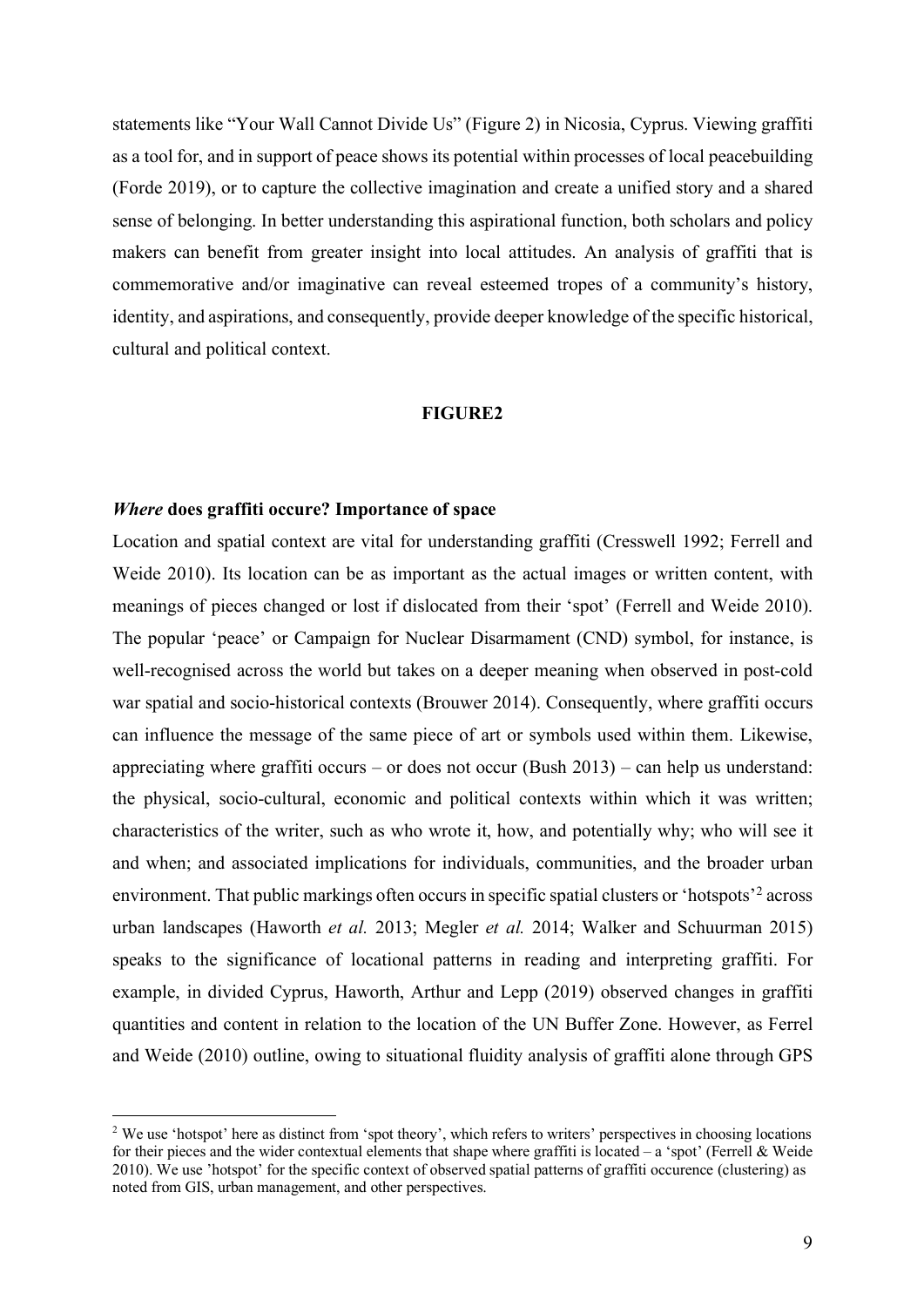statements like "Your Wall Cannot Divide Us" (Figure 2) in Nicosia, Cyprus. Viewing graffiti as a tool for, and in support of peace shows its potential within processes of local peacebuilding (Forde 2019), or to capture the collective imagination and create a unified story and a shared sense of belonging. In better understanding this aspirational function, both scholars and policy makers can benefit from greater insight into local attitudes. An analysis of graffiti that is commemorative and/or imaginative can reveal esteemed tropes of a community's history, identity, and aspirations, and consequently, provide deeper knowledge of the specific historical, cultural and political context.

**FIGURE2**

### *Where* does graffiti occure? Importance of space

Location and spatial context are vital for understanding graffiti (Cresswell 1992; Ferrell and Weide 2010). Its location can be as important as the actual images or written content, with meanings of pieces changed or lost if dislocated from their 'spot' (Ferrell and Weide 2010). The popular 'peace' or Campaign for Nuclear Disarmament (CND) symbol, for instance, is well-recognised across the world but takes on a deeper meaning when observed in post-cold war spatial and socio-historical contexts (Brouwer 2014). Consequently, where graffiti occurs can influence the message of the same piece of art or symbols used within them. Likewise, appreciating where graffiti occurs – or does not occur (Bush 2013) – can help us understand: the physical, socio-cultural, economic and political contexts within which it was written; characteristics of the writer, such as who wrote it, how, and potentially why; who will see it and when; and associated implications for individuals, communities, and the broader urban environment. That public markings often occurs in specific spatial clusters or 'hotspots'[2] across urban landscapes (Haworth *et al.* 2013; Megler *et al.* 2014; Walker and Schuurman 2015) speaks to the significance of locational patterns in reading and interpreting graffiti. For example, in divided Cyprus, Haworth, Arthur and Lepp (2019) observed changes in graffiti quantities and content in relation to the location of the UN Buffer Zone. However, as Ferrel and Weide (2010) outline, owing to situational fluidity analysis of graffiti alone through GPS

[2] We use 'hotspot' here as distinct from 'spot theory', which refers to writers' perspectives in choosing locations for their pieces and the wider contextual elements that shape where graffiti is located – a 'spot' (Ferrell & Weide 2010). We use 'hotspot' for the specific context of observed spatial patterns of graffiti occurence (clustering) as noted from GIS, urban management, and other perspectives.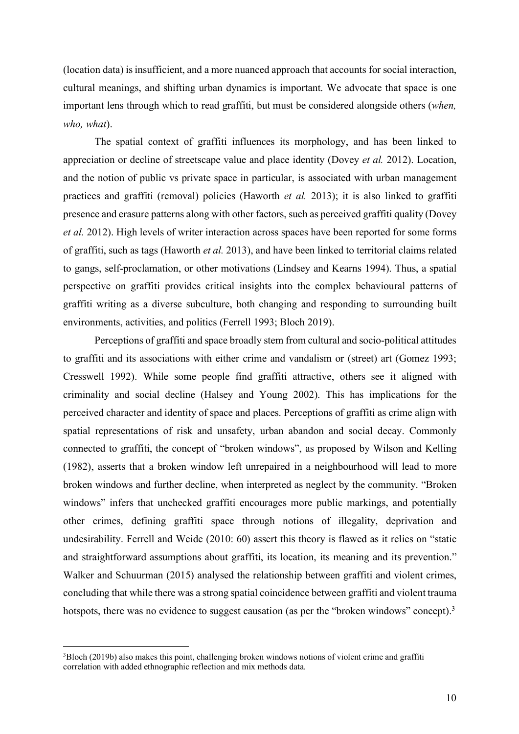(location data) is insufficient, and a more nuanced approach that accounts for social interaction, cultural meanings, and shifting urban dynamics is important. We advocate that space is one important lens through which to read graffiti, but must be considered alongside others (*when, who, what*).

The spatial context of graffiti influences its morphology, and has been linked to appreciation or decline of streetscape value and place identity (Dovey *et al.* 2012). Location, and the notion of public vs private space in particular, is associated with urban management practices and graffiti (removal) policies (Haworth *et al.* 2013); it is also linked to graffiti presence and erasure patterns along with other factors, such as perceived graffiti quality (Dovey *et al.* 2012). High levels of writer interaction across spaces have been reported for some forms of graffiti, such as tags (Haworth *et al.* 2013), and have been linked to territorial claims related to gangs, self-proclamation, or other motivations (Lindsey and Kearns 1994). Thus, a spatial perspective on graffiti provides critical insights into the complex behavioural patterns of graffiti writing as a diverse subculture, both changing and responding to surrounding built environments, activities, and politics (Ferrell 1993; Bloch 2019).

Perceptions of graffiti and space broadly stem from cultural and socio-political attitudes to graffiti and its associations with either crime and vandalism or (street) art (Gomez 1993; Cresswell 1992). While some people find graffiti attractive, others see it aligned with criminality and social decline (Halsey and Young 2002). This has implications for the perceived character and identity of space and places. Perceptions of graffiti as crime align with spatial representations of risk and unsafety, urban abandon and social decay. Commonly connected to graffiti, the concept of "broken windows", as proposed by Wilson and Kelling (1982), asserts that a broken window left unrepaired in a neighbourhood will lead to more broken windows and further decline, when interpreted as neglect by the community. "Broken windows" infers that unchecked graffiti encourages more public markings, and potentially other crimes, defining graffiti space through notions of illegality, deprivation and undesirability. Ferrell and Weide (2010: 60) assert this theory is flawed as it relies on "static and straightforward assumptions about graffiti, its location, its meaning and its prevention." Walker and Schuurman (2015) analysed the relationship between graffiti and violent crimes, concluding that while there was a strong spatial coincidence between graffiti and violent trauma hotspots, there was no evidence to suggest causation (as per the "broken windows" concept).[3]

[3] Bloch (2019b) also makes this point, challenging broken windows notions of violent crime and graffiti correlation with added ethnographic reflection and mix methods data.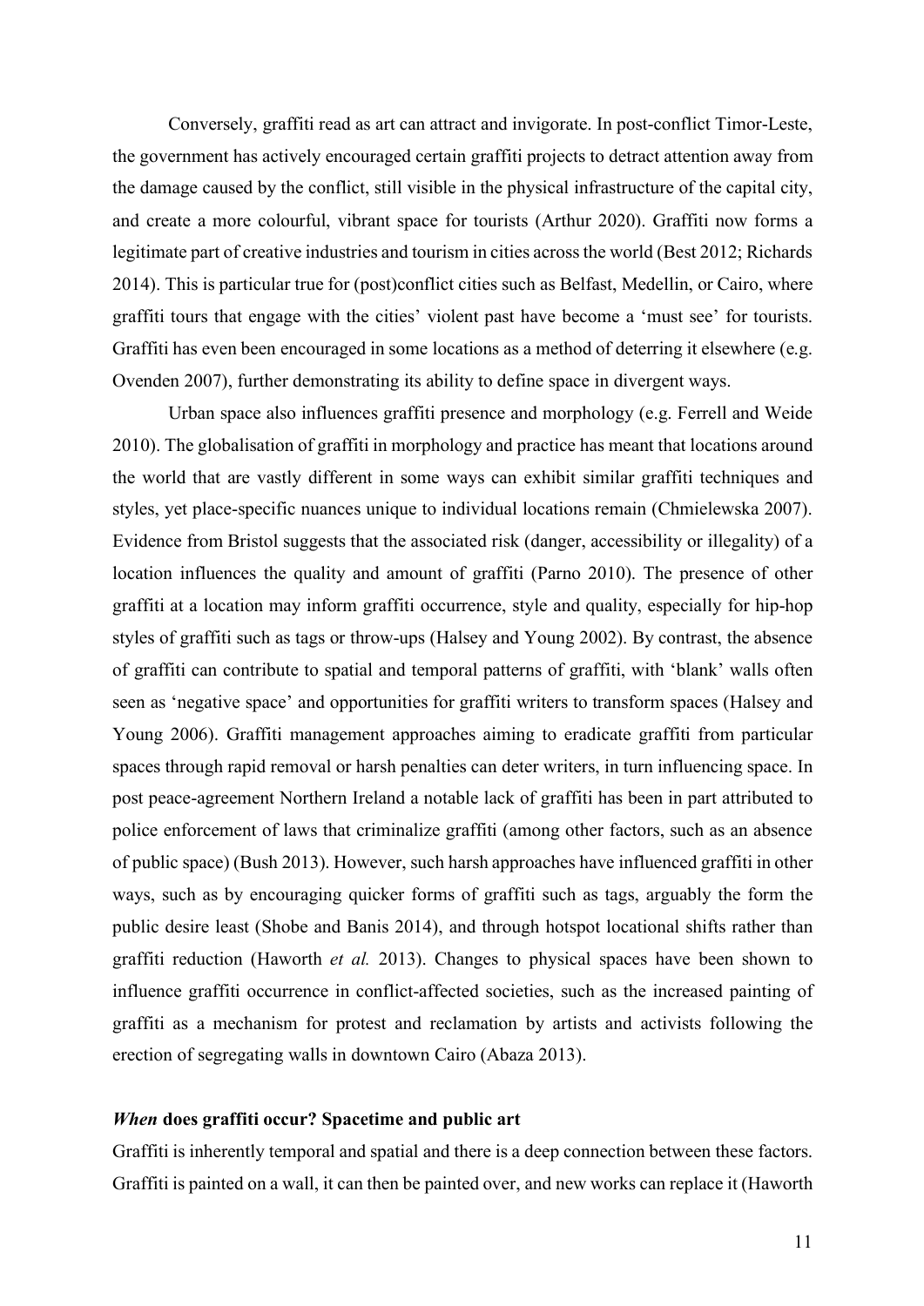Conversely, graffiti read as art can attract and invigorate. In post-conflict Timor-Leste, the government has actively encouraged certain graffiti projects to detract attention away from the damage caused by the conflict, still visible in the physical infrastructure of the capital city, and create a more colourful, vibrant space for tourists (Arthur 2020). Graffiti now forms a legitimate part of creative industries and tourism in cities across the world (Best 2012; Richards 2014). This is particular true for (post)conflict cities such as Belfast, Medellin, or Cairo, where graffiti tours that engage with the cities' violent past have become a 'must see' for tourists. Graffiti has even been encouraged in some locations as a method of deterring it elsewhere (e.g. Ovenden 2007), further demonstrating its ability to define space in divergent ways.

Urban space also influences graffiti presence and morphology (e.g. Ferrell and Weide 2010). The globalisation of graffiti in morphology and practice has meant that locations around the world that are vastly different in some ways can exhibit similar graffiti techniques and styles, yet place-specific nuances unique to individual locations remain (Chmielewska 2007). Evidence from Bristol suggests that the associated risk (danger, accessibility or illegality) of a location influences the quality and amount of graffiti (Parno 2010). The presence of other graffiti at a location may inform graffiti occurrence, style and quality, especially for hip-hop styles of graffiti such as tags or throw-ups (Halsey and Young 2002). By contrast, the absence of graffiti can contribute to spatial and temporal patterns of graffiti, with 'blank' walls often seen as 'negative space' and opportunities for graffiti writers to transform spaces (Halsey and Young 2006). Graffiti management approaches aiming to eradicate graffiti from particular spaces through rapid removal or harsh penalties can deter writers, in turn influencing space. In post peace-agreement Northern Ireland a notable lack of graffiti has been in part attributed to police enforcement of laws that criminalize graffiti (among other factors, such as an absence of public space) (Bush 2013). However, such harsh approaches have influenced graffiti in other ways, such as by encouraging quicker forms of graffiti such as tags, arguably the form the public desire least (Shobe and Banis 2014), and through hotspot locational shifts rather than graffiti reduction (Haworth *et al.* 2013). Changes to physical spaces have been shown to influence graffiti occurrence in conflict-affected societies, such as the increased painting of graffiti as a mechanism for protest and reclamation by artists and activists following the erection of segregating walls in downtown Cairo (Abaza 2013).

### ***When*** **does graffiti occur? Spacetime and public art**

Graffiti is inherently temporal and spatial and there is a deep connection between these factors. Graffiti is painted on a wall, it can then be painted over, and new works can replace it (Haworth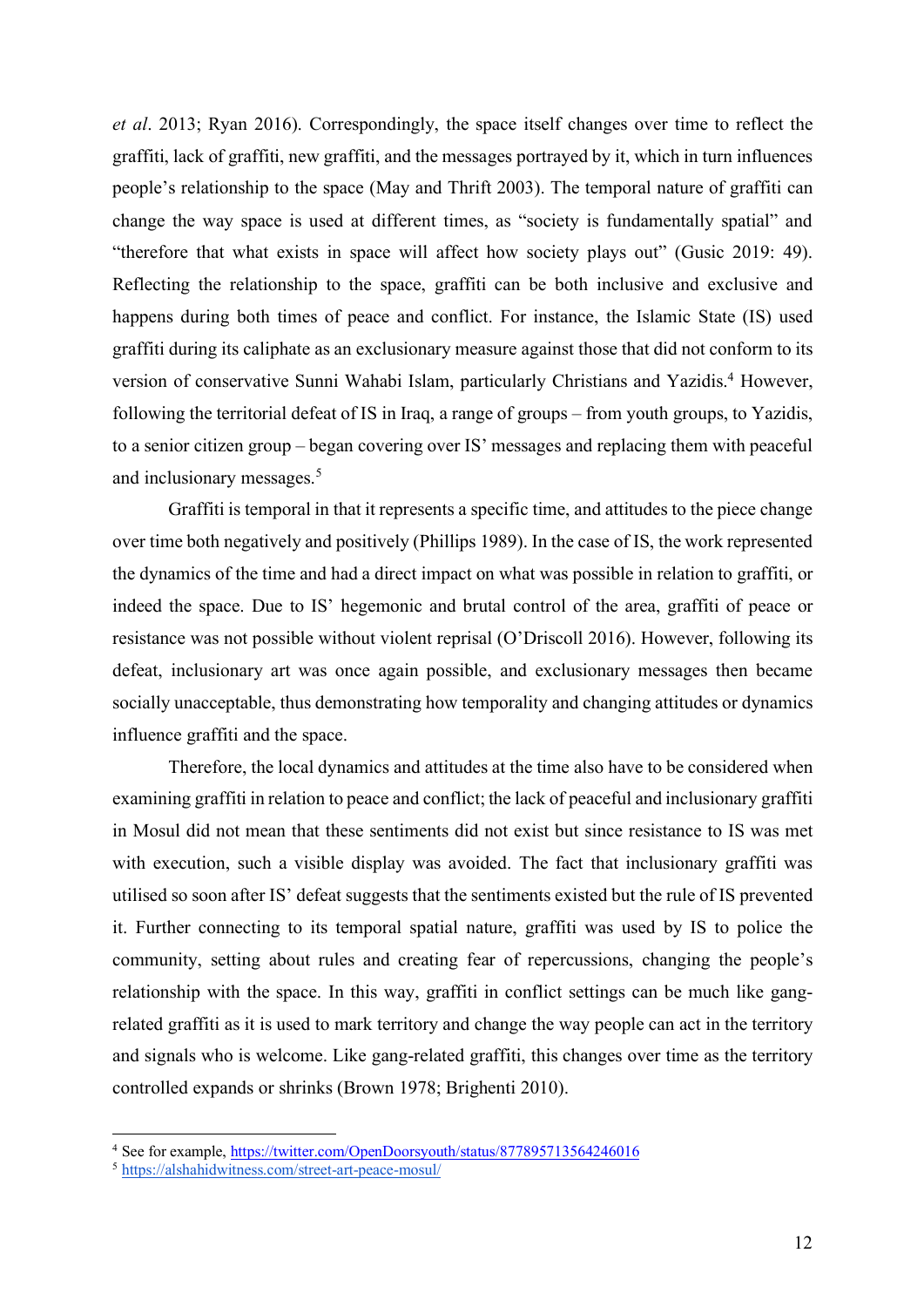*et al*. 2013; Ryan 2016). Correspondingly, the space itself changes over time to reflect the graffiti, lack of graffiti, new graffiti, and the messages portrayed by it, which in turn influences people's relationship to the space (May and Thrift 2003). The temporal nature of graffiti can change the way space is used at different times, as "society is fundamentally spatial" and "therefore that what exists in space will affect how society plays out" (Gusic 2019: 49). Reflecting the relationship to the space, graffiti can be both inclusive and exclusive and happens during both times of peace and conflict. For instance, the Islamic State (IS) used graffiti during its caliphate as an exclusionary measure against those that did not conform to its version of conservative Sunni Wahabi Islam, particularly Christians and Yazidis.[4] However, following the territorial defeat of IS in Iraq, a range of groups – from youth groups, to Yazidis, to a senior citizen group – began covering over IS' messages and replacing them with peaceful and inclusionary messages.[5]

Graffiti is temporal in that it represents a specific time, and attitudes to the piece change over time both negatively and positively (Phillips 1989). In the case of IS, the work represented the dynamics of the time and had a direct impact on what was possible in relation to graffiti, or indeed the space. Due to IS' hegemonic and brutal control of the area, graffiti of peace or resistance was not possible without violent reprisal (O'Driscoll 2016). However, following its defeat, inclusionary art was once again possible, and exclusionary messages then became socially unacceptable, thus demonstrating how temporality and changing attitudes or dynamics influence graffiti and the space.

Therefore, the local dynamics and attitudes at the time also have to be considered when examining graffiti in relation to peace and conflict; the lack of peaceful and inclusionary graffiti in Mosul did not mean that these sentiments did not exist but since resistance to IS was met with execution, such a visible display was avoided. The fact that inclusionary graffiti was utilised so soon after IS' defeat suggests that the sentiments existed but the rule of IS prevented it. Further connecting to its temporal spatial nature, graffiti was used by IS to police the community, setting about rules and creating fear of repercussions, changing the people's relationship with the space. In this way, graffiti in conflict settings can be much like gang-related graffiti as it is used to mark territory and change the way people can act in the territory and signals who is welcome. Like gang-related graffiti, this changes over time as the territory controlled expands or shrinks (Brown 1978; Brighenti 2010).

---

[4] See for example, https://twitter.com/OpenDoorsyouth/status/877895713564246016

[5] https://alshahidwitness.com/street-art-peace-mosul/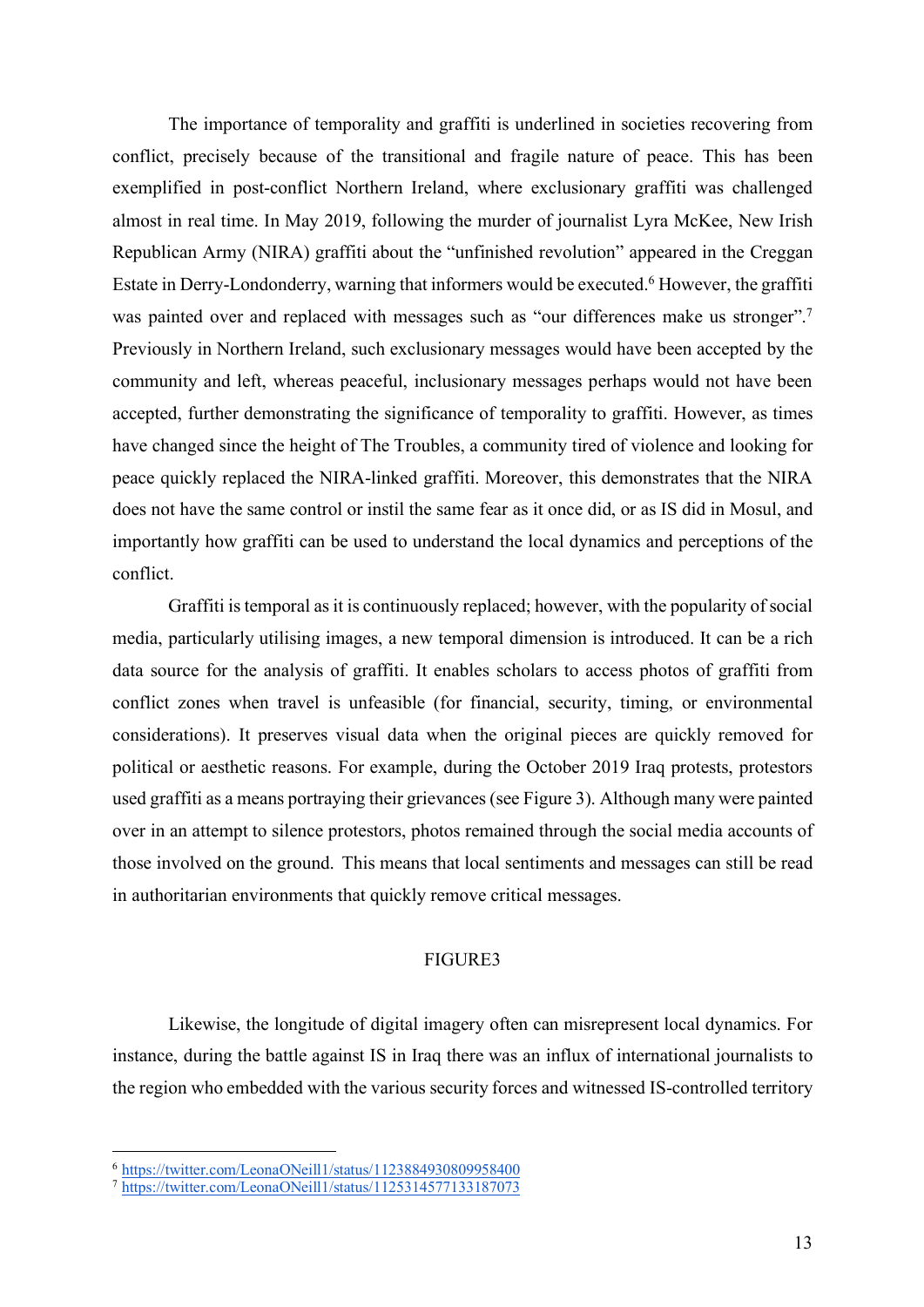The importance of temporality and graffiti is underlined in societies recovering from conflict, precisely because of the transitional and fragile nature of peace. This has been exemplified in post-conflict Northern Ireland, where exclusionary graffiti was challenged almost in real time. In May 2019, following the murder of journalist Lyra McKee, New Irish Republican Army (NIRA) graffiti about the "unfinished revolution" appeared in the Creggan Estate in Derry-Londonderry, warning that informers would be executed.[6] However, the graffiti was painted over and replaced with messages such as "our differences make us stronger".[7] Previously in Northern Ireland, such exclusionary messages would have been accepted by the community and left, whereas peaceful, inclusionary messages perhaps would not have been accepted, further demonstrating the significance of temporality to graffiti. However, as times have changed since the height of The Troubles, a community tired of violence and looking for peace quickly replaced the NIRA-linked graffiti. Moreover, this demonstrates that the NIRA does not have the same control or instil the same fear as it once did, or as IS did in Mosul, and importantly how graffiti can be used to understand the local dynamics and perceptions of the conflict.

Graffiti is temporal as it is continuously replaced; however, with the popularity of social media, particularly utilising images, a new temporal dimension is introduced. It can be a rich data source for the analysis of graffiti. It enables scholars to access photos of graffiti from conflict zones when travel is unfeasible (for financial, security, timing, or environmental considerations). It preserves visual data when the original pieces are quickly removed for political or aesthetic reasons. For example, during the October 2019 Iraq protests, protestors used graffiti as a means portraying their grievances (see Figure 3). Although many were painted over in an attempt to silence protestors, photos remained through the social media accounts of those involved on the ground. This means that local sentiments and messages can still be read in authoritarian environments that quickly remove critical messages.

FIGURE3

Likewise, the longitude of digital imagery often can misrepresent local dynamics. For instance, during the battle against IS in Iraq there was an influx of international journalists to the region who embedded with the various security forces and witnessed IS-controlled territory

---

[6] https://twitter.com/LeonaONeill1/status/1123884930809958400

[7] https://twitter.com/LeonaONeill1/status/1125314577133187073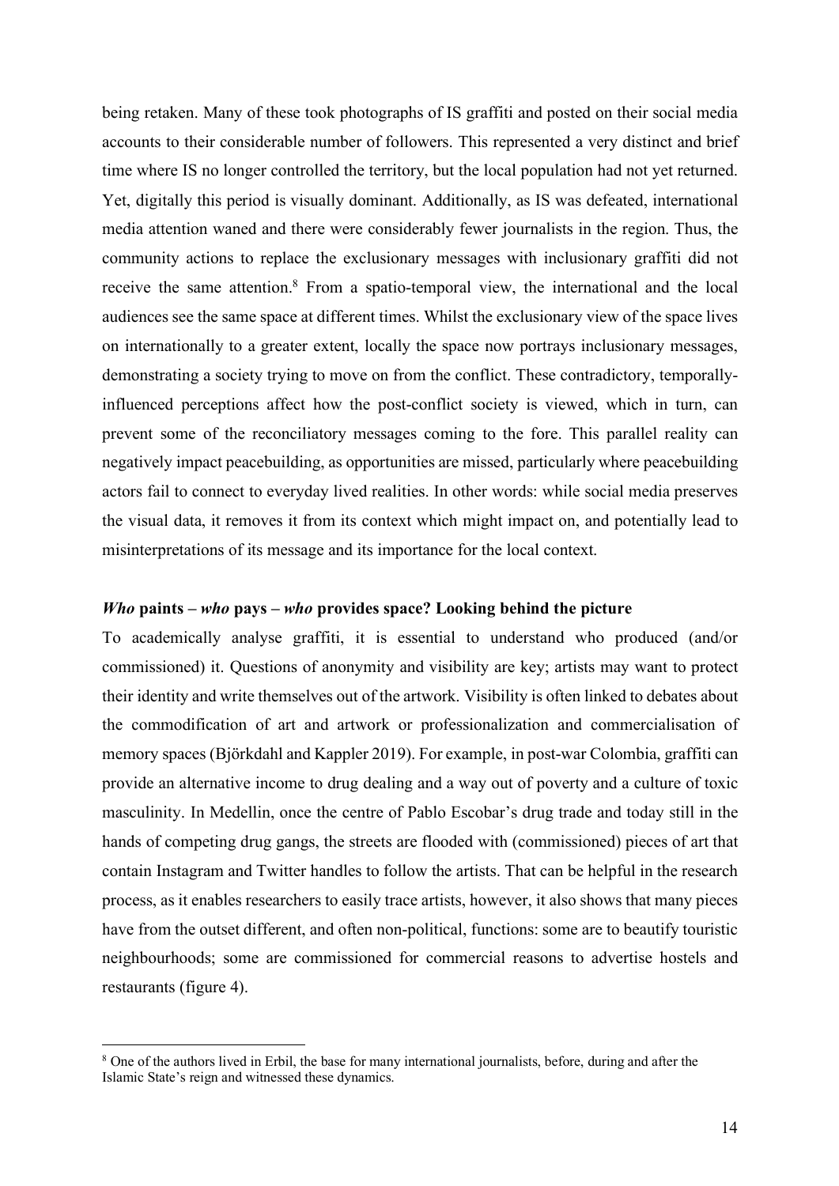being retaken. Many of these took photographs of IS graffiti and posted on their social media accounts to their considerable number of followers. This represented a very distinct and brief time where IS no longer controlled the territory, but the local population had not yet returned. Yet, digitally this period is visually dominant. Additionally, as IS was defeated, international media attention waned and there were considerably fewer journalists in the region. Thus, the community actions to replace the exclusionary messages with inclusionary graffiti did not receive the same attention.[8] From a spatio-temporal view, the international and the local audiences see the same space at different times. Whilst the exclusionary view of the space lives on internationally to a greater extent, locally the space now portrays inclusionary messages, demonstrating a society trying to move on from the conflict. These contradictory, temporally-influenced perceptions affect how the post-conflict society is viewed, which in turn, can prevent some of the reconciliatory messages coming to the fore. This parallel reality can negatively impact peacebuilding, as opportunities are missed, particularly where peacebuilding actors fail to connect to everyday lived realities. In other words: while social media preserves the visual data, it removes it from its context which might impact on, and potentially lead to misinterpretations of its message and its importance for the local context.

### ***Who* paints – *who* pays – *who* provides space? Looking behind the picture**

To academically analyse graffiti, it is essential to understand who produced (and/or commissioned) it. Questions of anonymity and visibility are key; artists may want to protect their identity and write themselves out of the artwork. Visibility is often linked to debates about the commodification of art and artwork or professionalization and commercialisation of memory spaces (Björkdahl and Kappler 2019). For example, in post-war Colombia, graffiti can provide an alternative income to drug dealing and a way out of poverty and a culture of toxic masculinity. In Medellin, once the centre of Pablo Escobar's drug trade and today still in the hands of competing drug gangs, the streets are flooded with (commissioned) pieces of art that contain Instagram and Twitter handles to follow the artists. That can be helpful in the research process, as it enables researchers to easily trace artists, however, it also shows that many pieces have from the outset different, and often non-political, functions: some are to beautify touristic neighbourhoods; some are commissioned for commercial reasons to advertise hostels and restaurants (figure 4).

[8] One of the authors lived in Erbil, the base for many international journalists, before, during and after the Islamic State's reign and witnessed these dynamics.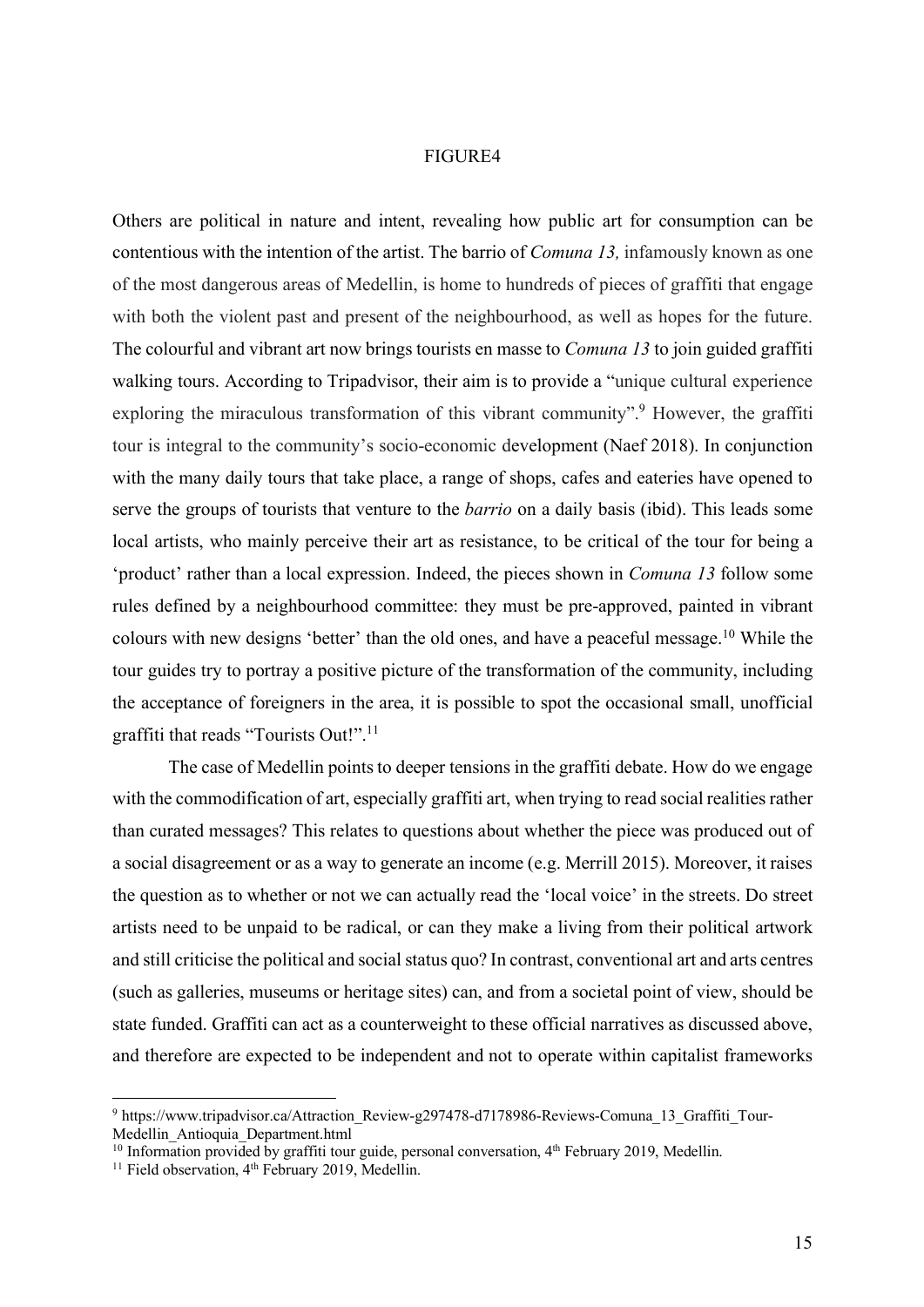FIGURE4

Others are political in nature and intent, revealing how public art for consumption can be contentious with the intention of the artist. The barrio of *Comuna 13,* infamously known as one of the most dangerous areas of Medellin, is home to hundreds of pieces of graffiti that engage with both the violent past and present of the neighbourhood, as well as hopes for the future. The colourful and vibrant art now brings tourists en masse to *Comuna 13* to join guided graffiti walking tours. According to Tripadvisor, their aim is to provide a "unique cultural experience exploring the miraculous transformation of this vibrant community".[9] However, the graffiti tour is integral to the community's socio-economic development (Naef 2018). In conjunction with the many daily tours that take place, a range of shops, cafes and eateries have opened to serve the groups of tourists that venture to the *barrio* on a daily basis (ibid). This leads some local artists, who mainly perceive their art as resistance, to be critical of the tour for being a 'product' rather than a local expression. Indeed, the pieces shown in *Comuna 13* follow some rules defined by a neighbourhood committee: they must be pre-approved, painted in vibrant colours with new designs 'better' than the old ones, and have a peaceful message.[10] While the tour guides try to portray a positive picture of the transformation of the community, including the acceptance of foreigners in the area, it is possible to spot the occasional small, unofficial graffiti that reads "Tourists Out!".[11]

The case of Medellin points to deeper tensions in the graffiti debate. How do we engage with the commodification of art, especially graffiti art, when trying to read social realities rather than curated messages? This relates to questions about whether the piece was produced out of a social disagreement or as a way to generate an income (e.g. Merrill 2015). Moreover, it raises the question as to whether or not we can actually read the 'local voice' in the streets. Do street artists need to be unpaid to be radical, or can they make a living from their political artwork and still criticise the political and social status quo? In contrast, conventional art and arts centres (such as galleries, museums or heritage sites) can, and from a societal point of view, should be state funded. Graffiti can act as a counterweight to these official narratives as discussed above, and therefore are expected to be independent and not to operate within capitalist frameworks

[9] https://www.tripadvisor.ca/Attraction_Review-g297478-d7178986-Reviews-Comuna_13_Graffiti_Tour-Medellin_Antioquia_Department.html

[10] Information provided by graffiti tour guide, personal conversation, 4th February 2019, Medellin.

[11] Field observation, 4th February 2019, Medellin.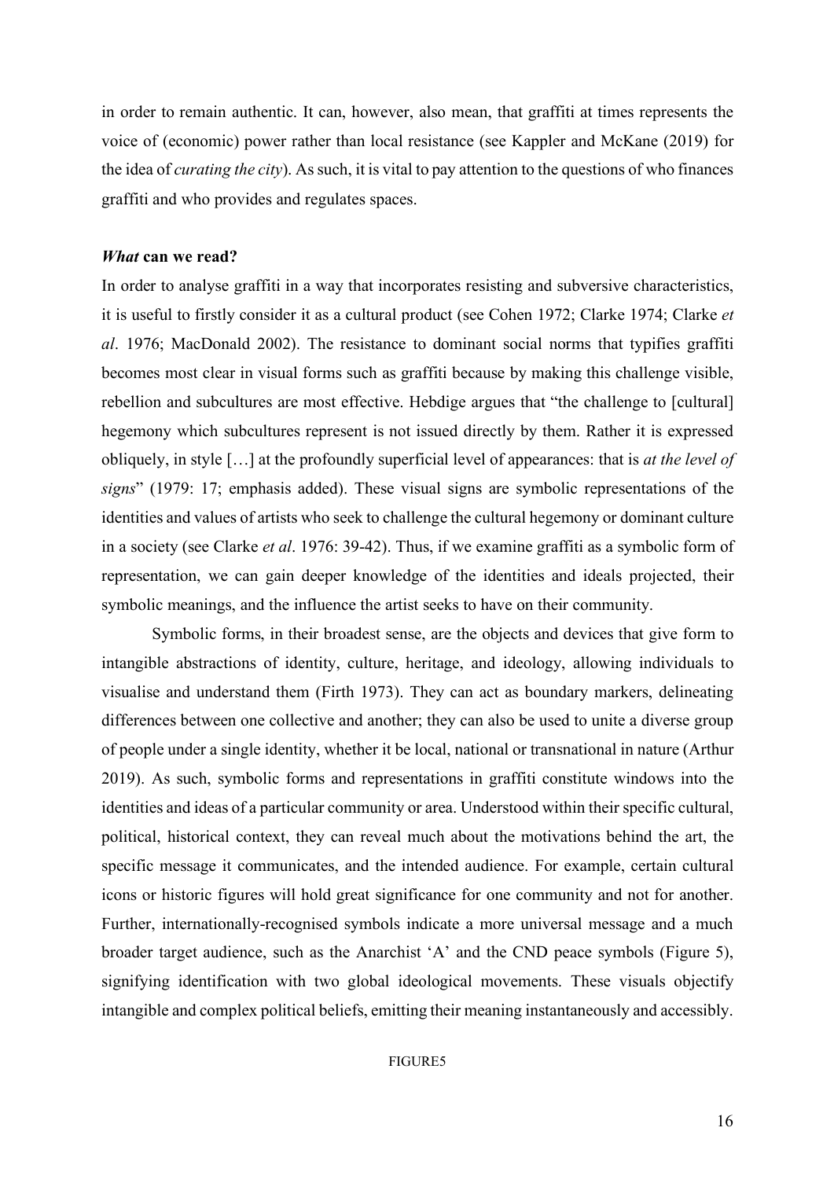in order to remain authentic. It can, however, also mean, that graffiti at times represents the voice of (economic) power rather than local resistance (see Kappler and McKane (2019) for the idea of *curating the city*). As such, it is vital to pay attention to the questions of who finances graffiti and who provides and regulates spaces.

### ***What* can we read?**

In order to analyse graffiti in a way that incorporates resisting and subversive characteristics, it is useful to firstly consider it as a cultural product (see Cohen 1972; Clarke 1974; Clarke *et al*. 1976; MacDonald 2002). The resistance to dominant social norms that typifies graffiti becomes most clear in visual forms such as graffiti because by making this challenge visible, rebellion and subcultures are most effective. Hebdige argues that "the challenge to [cultural] hegemony which subcultures represent is not issued directly by them. Rather it is expressed obliquely, in style […] at the profoundly superficial level of appearances: that is *at the level of signs*" (1979: 17; emphasis added). These visual signs are symbolic representations of the identities and values of artists who seek to challenge the cultural hegemony or dominant culture in a society (see Clarke *et al*. 1976: 39-42). Thus, if we examine graffiti as a symbolic form of representation, we can gain deeper knowledge of the identities and ideals projected, their symbolic meanings, and the influence the artist seeks to have on their community.

Symbolic forms, in their broadest sense, are the objects and devices that give form to intangible abstractions of identity, culture, heritage, and ideology, allowing individuals to visualise and understand them (Firth 1973). They can act as boundary markers, delineating differences between one collective and another; they can also be used to unite a diverse group of people under a single identity, whether it be local, national or transnational in nature (Arthur 2019). As such, symbolic forms and representations in graffiti constitute windows into the identities and ideas of a particular community or area. Understood within their specific cultural, political, historical context, they can reveal much about the motivations behind the art, the specific message it communicates, and the intended audience. For example, certain cultural icons or historic figures will hold great significance for one community and not for another. Further, internationally-recognised symbols indicate a more universal message and a much broader target audience, such as the Anarchist 'A' and the CND peace symbols (Figure 5), signifying identification with two global ideological movements. These visuals objectify intangible and complex political beliefs, emitting their meaning instantaneously and accessibly.

FIGURE5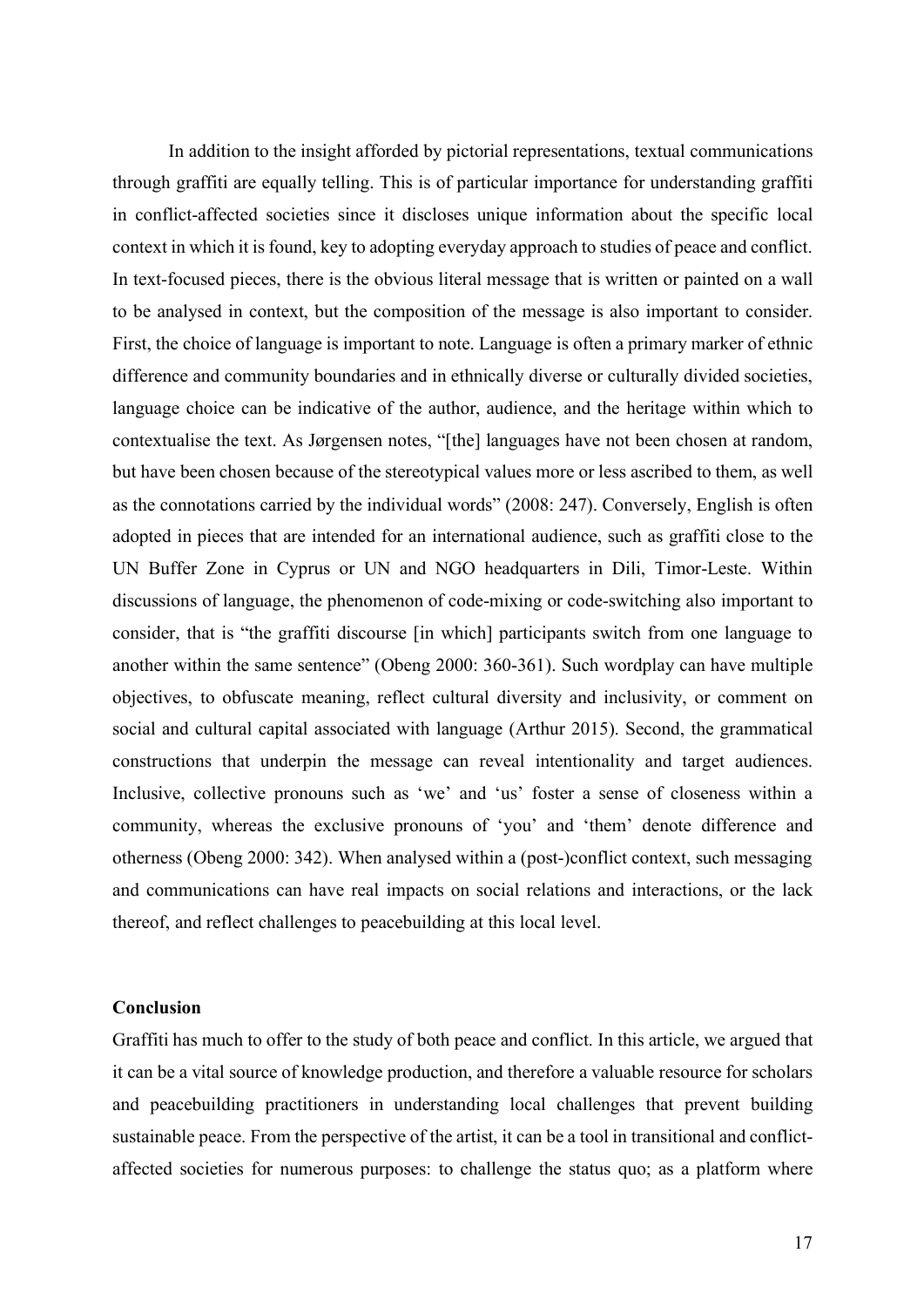In addition to the insight afforded by pictorial representations, textual communications through graffiti are equally telling. This is of particular importance for understanding graffiti in conflict-affected societies since it discloses unique information about the specific local context in which it is found, key to adopting everyday approach to studies of peace and conflict. In text-focused pieces, there is the obvious literal message that is written or painted on a wall to be analysed in context, but the composition of the message is also important to consider. First, the choice of language is important to note. Language is often a primary marker of ethnic difference and community boundaries and in ethnically diverse or culturally divided societies, language choice can be indicative of the author, audience, and the heritage within which to contextualise the text. As Jørgensen notes, "[the] languages have not been chosen at random, but have been chosen because of the stereotypical values more or less ascribed to them, as well as the connotations carried by the individual words" (2008: 247). Conversely, English is often adopted in pieces that are intended for an international audience, such as graffiti close to the UN Buffer Zone in Cyprus or UN and NGO headquarters in Dili, Timor-Leste. Within discussions of language, the phenomenon of code-mixing or code-switching also important to consider, that is "the graffiti discourse [in which] participants switch from one language to another within the same sentence" (Obeng 2000: 360-361). Such wordplay can have multiple objectives, to obfuscate meaning, reflect cultural diversity and inclusivity, or comment on social and cultural capital associated with language (Arthur 2015). Second, the grammatical constructions that underpin the message can reveal intentionality and target audiences. Inclusive, collective pronouns such as 'we' and 'us' foster a sense of closeness within a community, whereas the exclusive pronouns of 'you' and 'them' denote difference and otherness (Obeng 2000: 342). When analysed within a (post-)conflict context, such messaging and communications can have real impacts on social relations and interactions, or the lack thereof, and reflect challenges to peacebuilding at this local level.

## Conclusion

Graffiti has much to offer to the study of both peace and conflict. In this article, we argued that it can be a vital source of knowledge production, and therefore a valuable resource for scholars and peacebuilding practitioners in understanding local challenges that prevent building sustainable peace. From the perspective of the artist, it can be a tool in transitional and conflict-affected societies for numerous purposes: to challenge the status quo; as a platform where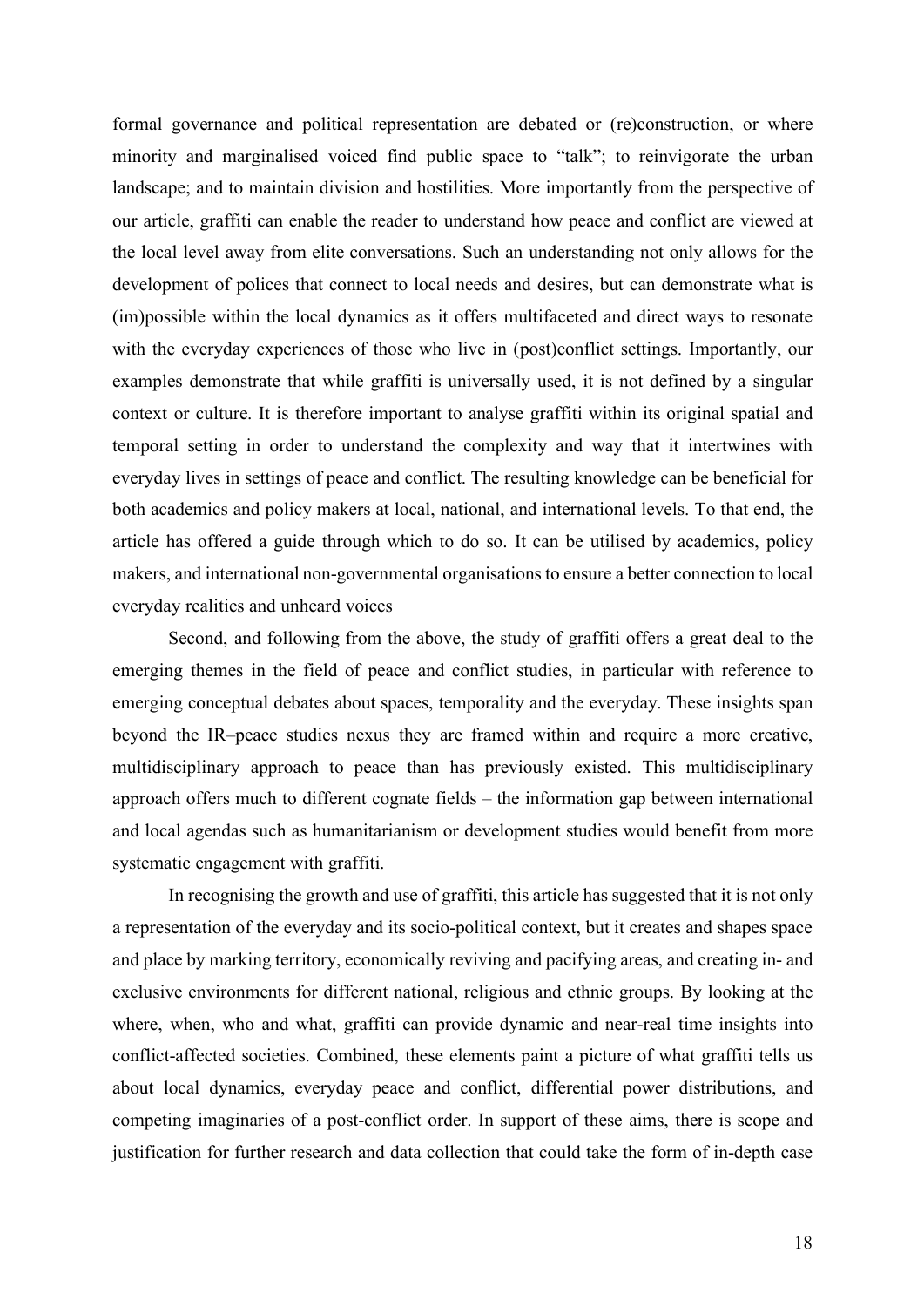formal governance and political representation are debated or (re)construction, or where minority and marginalised voiced find public space to "talk"; to reinvigorate the urban landscape; and to maintain division and hostilities. More importantly from the perspective of our article, graffiti can enable the reader to understand how peace and conflict are viewed at the local level away from elite conversations. Such an understanding not only allows for the development of polices that connect to local needs and desires, but can demonstrate what is (im)possible within the local dynamics as it offers multifaceted and direct ways to resonate with the everyday experiences of those who live in (post)conflict settings. Importantly, our examples demonstrate that while graffiti is universally used, it is not defined by a singular context or culture. It is therefore important to analyse graffiti within its original spatial and temporal setting in order to understand the complexity and way that it intertwines with everyday lives in settings of peace and conflict. The resulting knowledge can be beneficial for both academics and policy makers at local, national, and international levels. To that end, the article has offered a guide through which to do so. It can be utilised by academics, policy makers, and international non-governmental organisations to ensure a better connection to local everyday realities and unheard voices

Second, and following from the above, the study of graffiti offers a great deal to the emerging themes in the field of peace and conflict studies, in particular with reference to emerging conceptual debates about spaces, temporality and the everyday. These insights span beyond the IR–peace studies nexus they are framed within and require a more creative, multidisciplinary approach to peace than has previously existed. This multidisciplinary approach offers much to different cognate fields – the information gap between international and local agendas such as humanitarianism or development studies would benefit from more systematic engagement with graffiti.

In recognising the growth and use of graffiti, this article has suggested that it is not only a representation of the everyday and its socio-political context, but it creates and shapes space and place by marking territory, economically reviving and pacifying areas, and creating in- and exclusive environments for different national, religious and ethnic groups. By looking at the where, when, who and what, graffiti can provide dynamic and near-real time insights into conflict-affected societies. Combined, these elements paint a picture of what graffiti tells us about local dynamics, everyday peace and conflict, differential power distributions, and competing imaginaries of a post-conflict order. In support of these aims, there is scope and justification for further research and data collection that could take the form of in-depth case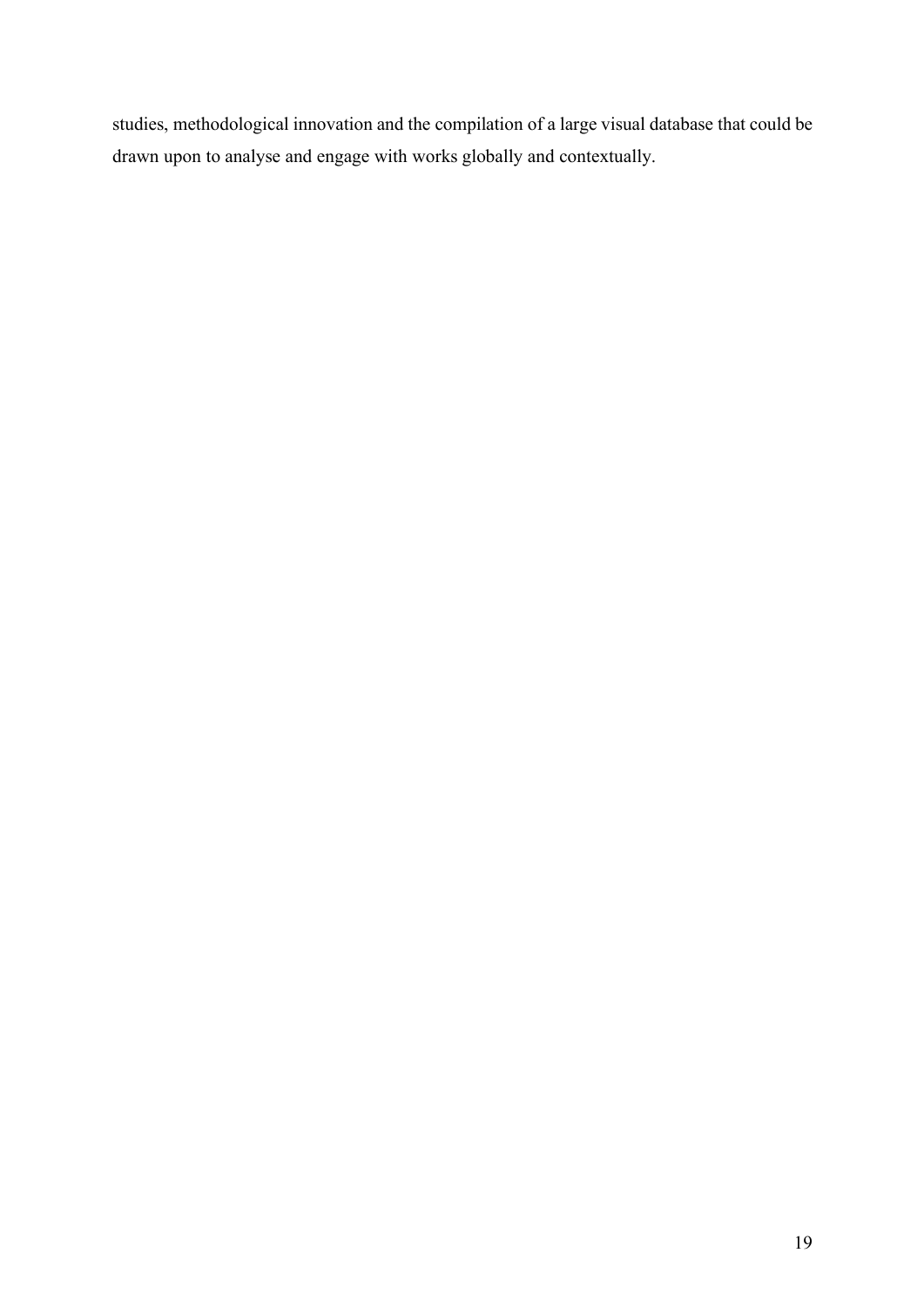studies, methodological innovation and the compilation of a large visual database that could be drawn upon to analyse and engage with works globally and contextually.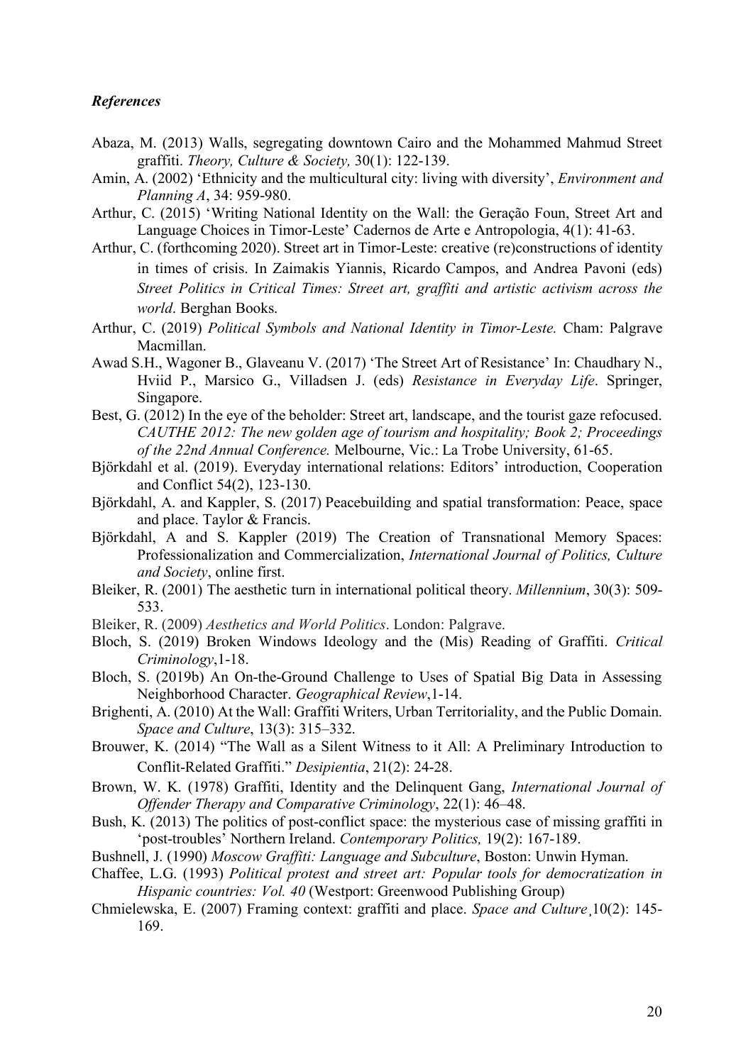### *References*

Abaza, M. (2013) Walls, segregating downtown Cairo and the Mohammed Mahmud Street graffiti. *Theory, Culture & Society,* 30(1): 122-139.

Amin, A. (2002) 'Ethnicity and the multicultural city: living with diversity', *Environment and Planning A*, 34: 959-980.

Arthur, C. (2015) 'Writing National Identity on the Wall: the Geração Foun, Street Art and Language Choices in Timor-Leste' Cadernos de Arte e Antropologia, 4(1): 41-63.

Arthur, C. (forthcoming 2020). Street art in Timor-Leste: creative (re)constructions of identity in times of crisis. In Zaimakis Yiannis, Ricardo Campos, and Andrea Pavoni (eds) *Street Politics in Critical Times: Street art, graffiti and artistic activism across the world*. Berghan Books.

Arthur, C. (2019) *Political Symbols and National Identity in Timor-Leste.* Cham: Palgrave Macmillan.

Awad S.H., Wagoner B., Glaveanu V. (2017) 'The Street Art of Resistance' In: Chaudhary N., Hviid P., Marsico G., Villadsen J. (eds) *Resistance in Everyday Life*. Springer, Singapore.

Best, G. (2012) In the eye of the beholder: Street art, landscape, and the tourist gaze refocused. *CAUTHE 2012: The new golden age of tourism and hospitality; Book 2; Proceedings of the 22nd Annual Conference.* Melbourne, Vic.: La Trobe University, 61-65.

Björkdahl et al. (2019). Everyday international relations: Editors' introduction, Cooperation and Conflict 54(2), 123-130.

Björkdahl, A. and Kappler, S. (2017) Peacebuilding and spatial transformation: Peace, space and place. Taylor & Francis.

Björkdahl, A and S. Kappler (2019) The Creation of Transnational Memory Spaces: Professionalization and Commercialization, *International Journal of Politics, Culture and Society*, online first.

Bleiker, R. (2001) The aesthetic turn in international political theory. *Millennium*, 30(3): 509-533.

Bleiker, R. (2009) *Aesthetics and World Politics*. London: Palgrave.

Bloch, S. (2019) Broken Windows Ideology and the (Mis) Reading of Graffiti. *Critical Criminology*,1-18.

Bloch, S. (2019b) An On-the-Ground Challenge to Uses of Spatial Big Data in Assessing Neighborhood Character. *Geographical Review*,1-14.

Brighenti, A. (2010) At the Wall: Graffiti Writers, Urban Territoriality, and the Public Domain. *Space and Culture*, 13(3): 315–332.

Brouwer, K. (2014) "The Wall as a Silent Witness to it All: A Preliminary Introduction to Conflit-Related Graffiti." *Desipientia*, 21(2): 24-28.

Brown, W. K. (1978) Graffiti, Identity and the Delinquent Gang, *International Journal of Offender Therapy and Comparative Criminology*, 22(1): 46–48.

Bush, K. (2013) The politics of post-conflict space: the mysterious case of missing graffiti in 'post-troubles' Northern Ireland. *Contemporary Politics,* 19(2): 167-189.

Bushnell, J. (1990) *Moscow Graffiti: Language and Subculture*, Boston: Unwin Hyman.

Chaffee, L.G. (1993) *Political protest and street art: Popular tools for democratization in Hispanic countries: Vol. 40* (Westport: Greenwood Publishing Group)

Chmielewska, E. (2007) Framing context: graffiti and place. *Space and Culture*¸10(2): 145-169.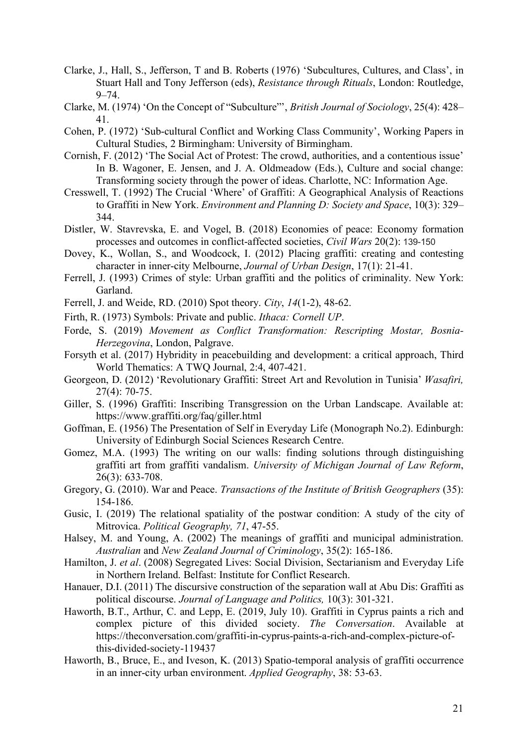Clarke, J., Hall, S., Jefferson, T and B. Roberts (1976) 'Subcultures, Cultures, and Class', in Stuart Hall and Tony Jefferson (eds), *Resistance through Rituals*, London: Routledge, 9–74.

Clarke, M. (1974) 'On the Concept of "Subculture"', *British Journal of Sociology*, 25(4): 428–41.

Cohen, P. (1972) 'Sub-cultural Conflict and Working Class Community', Working Papers in Cultural Studies, 2 Birmingham: University of Birmingham.

Cornish, F. (2012) 'The Social Act of Protest: The crowd, authorities, and a contentious issue' In B. Wagoner, E. Jensen, and J. A. Oldmeadow (Eds.), Culture and social change: Transforming society through the power of ideas. Charlotte, NC: Information Age.

Cresswell, T. (1992) The Crucial 'Where' of Graffiti: A Geographical Analysis of Reactions to Graffiti in New York. *Environment and Planning D: Society and Space*, 10(3): 329–344.

Distler, W. Stavrevska, E. and Vogel, B. (2018) Economies of peace: Economy formation processes and outcomes in conflict-affected societies, *Civil Wars* 20(2): 139-150

Dovey, K., Wollan, S., and Woodcock, I. (2012) Placing graffiti: creating and contesting character in inner-city Melbourne, *Journal of Urban Design*, 17(1): 21-41.

Ferrell, J. (1993) Crimes of style: Urban graffiti and the politics of criminality. New York: Garland.

Ferrell, J. and Weide, RD. (2010) Spot theory. *City*, *14*(1-2), 48-62.

Firth, R. (1973) Symbols: Private and public. *Ithaca: Cornell UP*.

Forde, S. (2019) *Movement as Conflict Transformation: Rescripting Mostar, Bosnia-Herzegovina*, London, Palgrave.

Forsyth et al. (2017) Hybridity in peacebuilding and development: a critical approach, Third World Thematics: A TWQ Journal, 2:4, 407-421.

Georgeon, D. (2012) 'Revolutionary Graffiti: Street Art and Revolution in Tunisia' *Wasafiri,* 27(4): 70-75.

Giller, S. (1996) Graffiti: Inscribing Transgression on the Urban Landscape. Available at: https://www.graffiti.org/faq/giller.html

Goffman, E. (1956) The Presentation of Self in Everyday Life (Monograph No.2). Edinburgh: University of Edinburgh Social Sciences Research Centre.

Gomez, M.A. (1993) The writing on our walls: finding solutions through distinguishing graffiti art from graffiti vandalism. *University of Michigan Journal of Law Reform*, 26(3): 633-708.

Gregory, G. (2010). War and Peace. *Transactions of the Institute of British Geographers* (35): 154-186.

Gusic, I. (2019) The relational spatiality of the postwar condition: A study of the city of Mitrovica. *Political Geography, 71*, 47-55.

Halsey, M. and Young, A. (2002) The meanings of graffiti and municipal administration. *Australian* and *New Zealand Journal of Criminology*, 35(2): 165-186.

Hamilton, J. *et al*. (2008) Segregated Lives: Social Division, Sectarianism and Everyday Life in Northern Ireland. Belfast: Institute for Conflict Research.

Hanauer, D.I. (2011) The discursive construction of the separation wall at Abu Dis: Graffiti as political discourse. *Journal of Language and Politics,* 10(3): 301-321.

Haworth, B.T., Arthur, C. and Lepp, E. (2019, July 10). Graffiti in Cyprus paints a rich and complex picture of this divided society. *The Conversation*. Available at https://theconversation.com/graffiti-in-cyprus-paints-a-rich-and-complex-picture-of-this-divided-society-119437

Haworth, B., Bruce, E., and Iveson, K. (2013) Spatio-temporal analysis of graffiti occurrence in an inner-city urban environment. *Applied Geography*, 38: 53-63.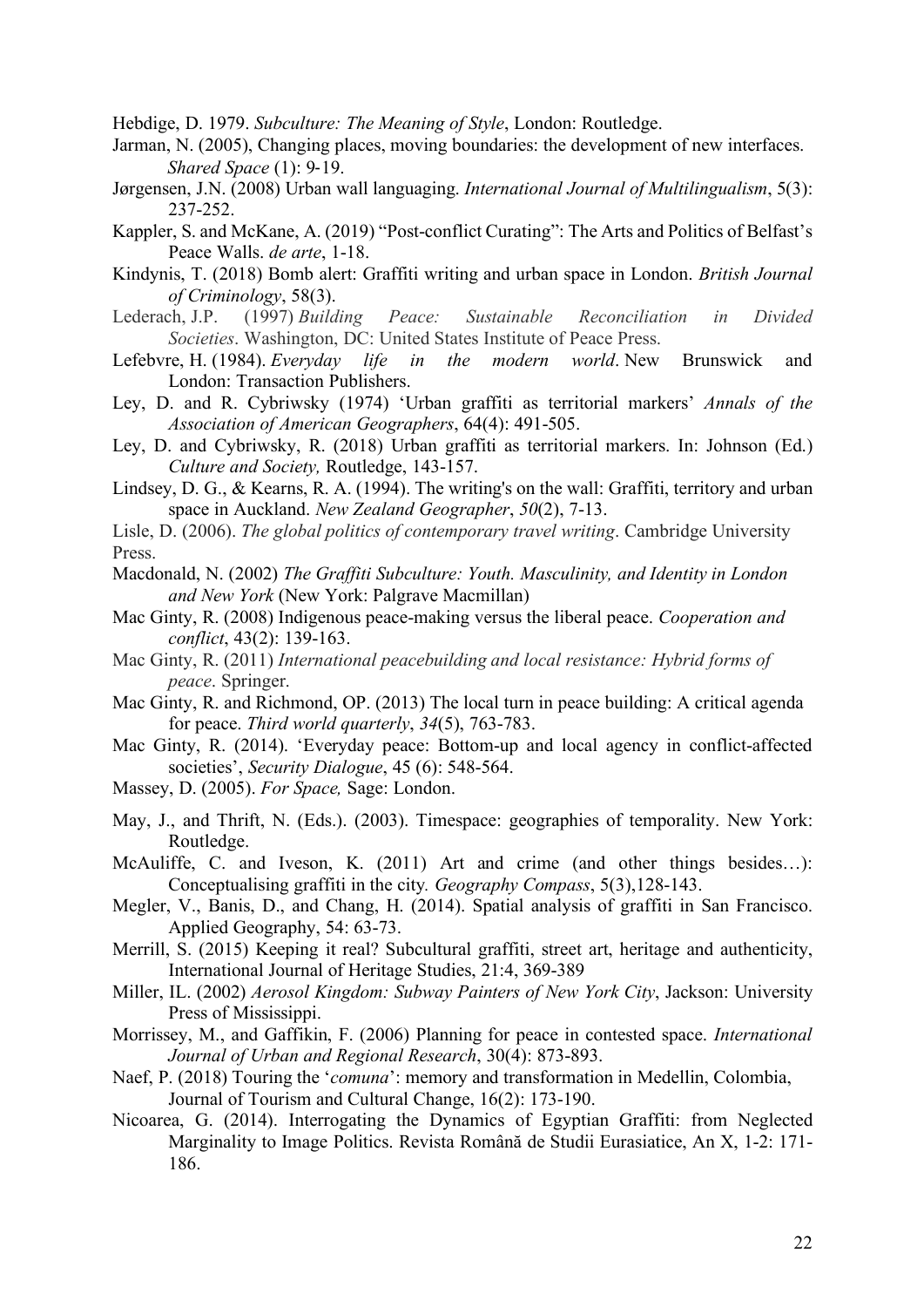Hebdige, D. 1979. *Subculture: The Meaning of Style*, London: Routledge.

Jarman, N. (2005), Changing places, moving boundaries: the development of new interfaces. *Shared Space* (1): 9-19.

Jørgensen, J.N. (2008) Urban wall languaging. *International Journal of Multilingualism*, 5(3): 237-252.

Kappler, S. and McKane, A. (2019) "Post-conflict Curating": The Arts and Politics of Belfast's Peace Walls. *de arte*, 1-18.

Kindynis, T. (2018) Bomb alert: Graffiti writing and urban space in London. *British Journal of Criminology*, 58(3).

Lederach, J.P. (1997) *Building Peace: Sustainable Reconciliation in Divided Societies*. Washington, DC: United States Institute of Peace Press.

Lefebvre, H. (1984). *Everyday life in the modern world*. New Brunswick and London: Transaction Publishers.

Ley, D. and R. Cybriwsky (1974) 'Urban graffiti as territorial markers' *Annals of the Association of American Geographers*, 64(4): 491-505.

Ley, D. and Cybriwsky, R. (2018) Urban graffiti as territorial markers. In: Johnson (Ed.) *Culture and Society,* Routledge, 143-157.

Lindsey, D. G., & Kearns, R. A. (1994). The writing's on the wall: Graffiti, territory and urban space in Auckland. *New Zealand Geographer*, *50*(2), 7-13.

Lisle, D. (2006). *The global politics of contemporary travel writing*. Cambridge University Press.

Macdonald, N. (2002) *The Graffiti Subculture: Youth. Masculinity, and Identity in London and New York* (New York: Palgrave Macmillan)

Mac Ginty, R. (2008) Indigenous peace-making versus the liberal peace. *Cooperation and conflict*, 43(2): 139-163.

Mac Ginty, R. (2011) *International peacebuilding and local resistance: Hybrid forms of peace*. Springer.

Mac Ginty, R. and Richmond, OP. (2013) The local turn in peace building: A critical agenda for peace. *Third world quarterly*, *34*(5), 763-783.

Mac Ginty, R. (2014). 'Everyday peace: Bottom-up and local agency in conflict-affected societies', *Security Dialogue*, 45 (6): 548-564.

Massey, D. (2005). *For Space,* Sage: London.

May, J., and Thrift, N. (Eds.). (2003). Timespace: geographies of temporality. New York: Routledge.

McAuliffe, C. and Iveson, K. (2011) Art and crime (and other things besides…): Conceptualising graffiti in the city. *Geography Compass*, 5(3),128-143.

Megler, V., Banis, D., and Chang, H. (2014). Spatial analysis of graffiti in San Francisco. Applied Geography, 54: 63-73.

Merrill, S. (2015) Keeping it real? Subcultural graffiti, street art, heritage and authenticity, International Journal of Heritage Studies, 21:4, 369-389

Miller, IL. (2002) *Aerosol Kingdom: Subway Painters of New York City*, Jackson: University Press of Mississippi.

Morrissey, M., and Gaffikin, F. (2006) Planning for peace in contested space. *International Journal of Urban and Regional Research*, 30(4): 873-893.

Naef, P. (2018) Touring the '*comuna*': memory and transformation in Medellin, Colombia, Journal of Tourism and Cultural Change, 16(2): 173-190.

Nicoarea, G. (2014). Interrogating the Dynamics of Egyptian Graffiti: from Neglected Marginality to Image Politics. Revista Română de Studii Eurasiatice, An X, 1-2: 171-186.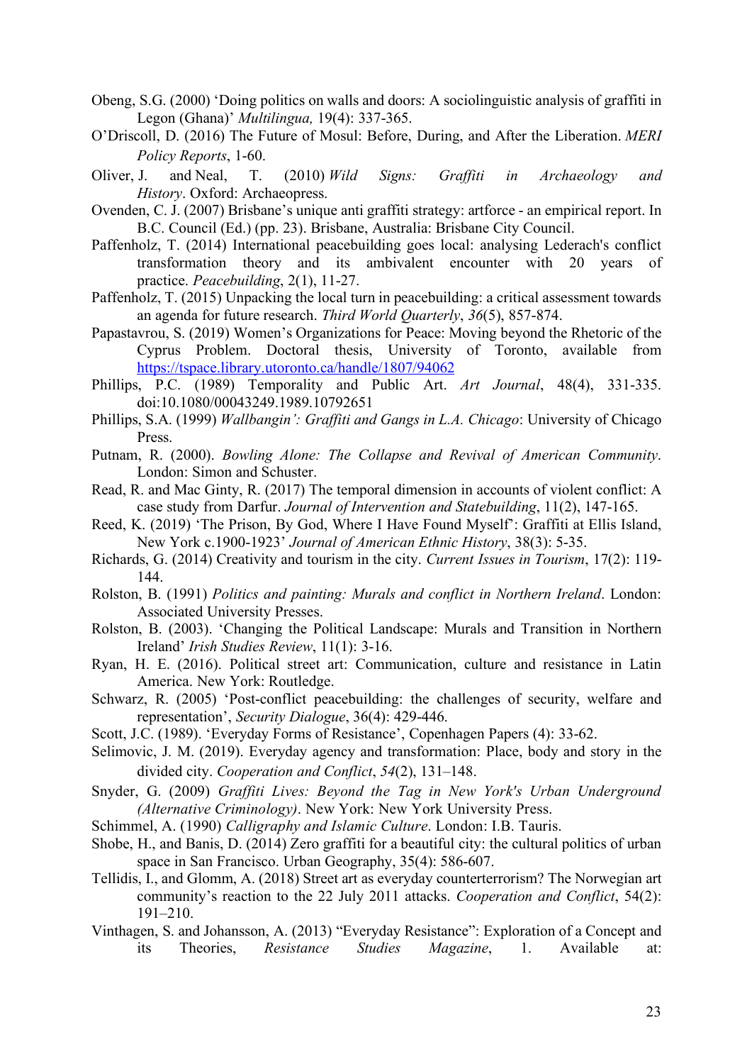Obeng, S.G. (2000) 'Doing politics on walls and doors: A sociolinguistic analysis of graffiti in Legon (Ghana)' *Multilingua,* 19(4): 337-365.

O'Driscoll, D. (2016) The Future of Mosul: Before, During, and After the Liberation. *MERI Policy Reports*, 1-60.

Oliver, J. and Neal, T. (2010) *Wild Signs: Graffiti in Archaeology and History*. Oxford: Archaeopress.

Ovenden, C. J. (2007) Brisbane's unique anti graffiti strategy: artforce - an empirical report. In B.C. Council (Ed.) (pp. 23). Brisbane, Australia: Brisbane City Council.

Paffenholz, T. (2014) International peacebuilding goes local: analysing Lederach's conflict transformation theory and its ambivalent encounter with 20 years of practice. *Peacebuilding*, 2(1), 11-27.

Paffenholz, T. (2015) Unpacking the local turn in peacebuilding: a critical assessment towards an agenda for future research. *Third World Quarterly*, *36*(5), 857-874.

Papastavrou, S. (2019) Women's Organizations for Peace: Moving beyond the Rhetoric of the Cyprus Problem. Doctoral thesis, University of Toronto, available from https://tspace.library.utoronto.ca/handle/1807/94062

Phillips, P.C. (1989) Temporality and Public Art. *Art Journal*, 48(4), 331-335. doi:10.1080/00043249.1989.10792651

Phillips, S.A. (1999) *Wallbangin': Graffiti and Gangs in L.A. Chicago*: University of Chicago Press.

Putnam, R. (2000). *Bowling Alone: The Collapse and Revival of American Community*. London: Simon and Schuster.

Read, R. and Mac Ginty, R. (2017) The temporal dimension in accounts of violent conflict: A case study from Darfur. *Journal of Intervention and Statebuilding*, 11(2), 147-165.

Reed, K. (2019) 'The Prison, By God, Where I Have Found Myself': Graffiti at Ellis Island, New York c.1900-1923' *Journal of American Ethnic History*, 38(3): 5-35.

Richards, G. (2014) Creativity and tourism in the city. *Current Issues in Tourism*, 17(2): 119-144.

Rolston, B. (1991) *Politics and painting: Murals and conflict in Northern Ireland*. London: Associated University Presses.

Rolston, B. (2003). 'Changing the Political Landscape: Murals and Transition in Northern Ireland' *Irish Studies Review*, 11(1): 3-16.

Ryan, H. E. (2016). Political street art: Communication, culture and resistance in Latin America. New York: Routledge.

Schwarz, R. (2005) 'Post-conflict peacebuilding: the challenges of security, welfare and representation', *Security Dialogue*, 36(4): 429-446.

Scott, J.C. (1989). 'Everyday Forms of Resistance', Copenhagen Papers (4): 33-62.

Selimovic, J. M. (2019). Everyday agency and transformation: Place, body and story in the divided city. *Cooperation and Conflict*, *54*(2), 131–148.

Snyder, G. (2009) *Graffiti Lives: Beyond the Tag in New York's Urban Underground (Alternative Criminology)*. New York: New York University Press.

Schimmel, A. (1990) *Calligraphy and Islamic Culture*. London: I.B. Tauris.

Shobe, H., and Banis, D. (2014) Zero graffiti for a beautiful city: the cultural politics of urban space in San Francisco. Urban Geography, 35(4): 586-607.

Tellidis, I., and Glomm, A. (2018) Street art as everyday counterterrorism? The Norwegian art community's reaction to the 22 July 2011 attacks. *Cooperation and Conflict*, 54(2): 191–210.

Vinthagen, S. and Johansson, A. (2013) "Everyday Resistance": Exploration of a Concept and its Theories, *Resistance Studies Magazine*, 1. Available at: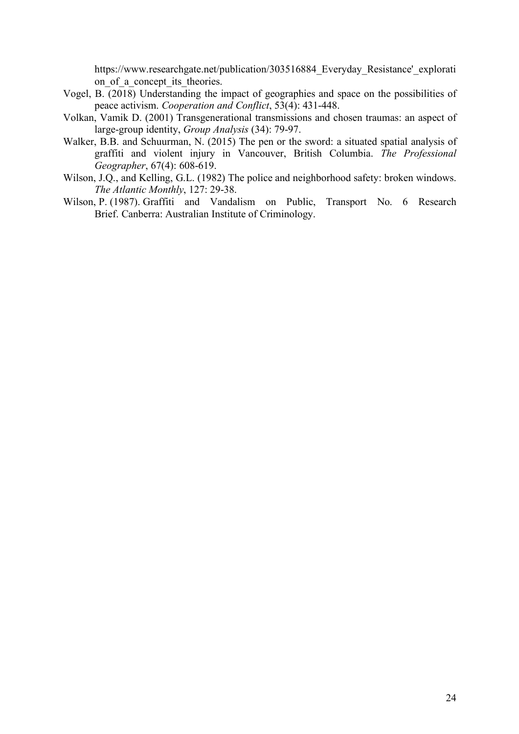https://www.researchgate.net/publication/303516884_Everyday_Resistance'_exploration_of_a_concept_its_theories.

Vogel, B. (2018) Understanding the impact of geographies and space on the possibilities of peace activism. *Cooperation and Conflict*, 53(4): 431-448.

Volkan, Vamik D. (2001) Transgenerational transmissions and chosen traumas: an aspect of large-group identity, *Group Analysis* (34): 79-97.

Walker, B.B. and Schuurman, N. (2015) The pen or the sword: a situated spatial analysis of graffiti and violent injury in Vancouver, British Columbia. *The Professional Geographer*, 67(4): 608-619.

Wilson, J.Q., and Kelling, G.L. (1982) The police and neighborhood safety: broken windows. *The Atlantic Monthly*, 127: 29-38.

Wilson, P. (1987). Graffiti and Vandalism on Public, Transport No. 6 Research Brief. Canberra: Australian Institute of Criminology.